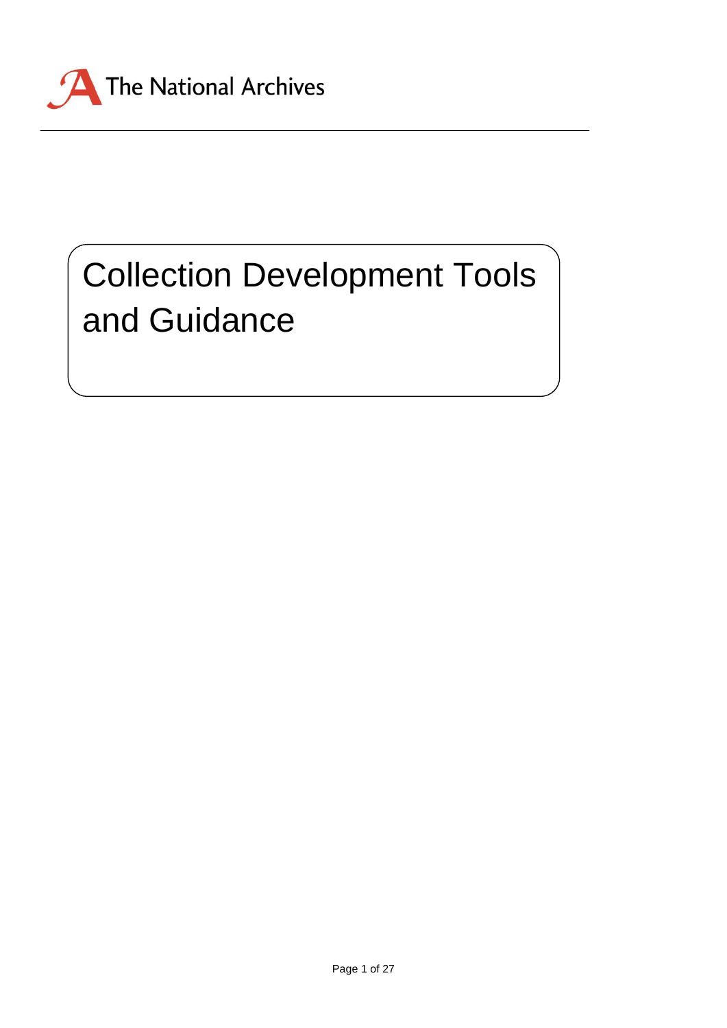The National Archives

# Collection Development Tools and Guidance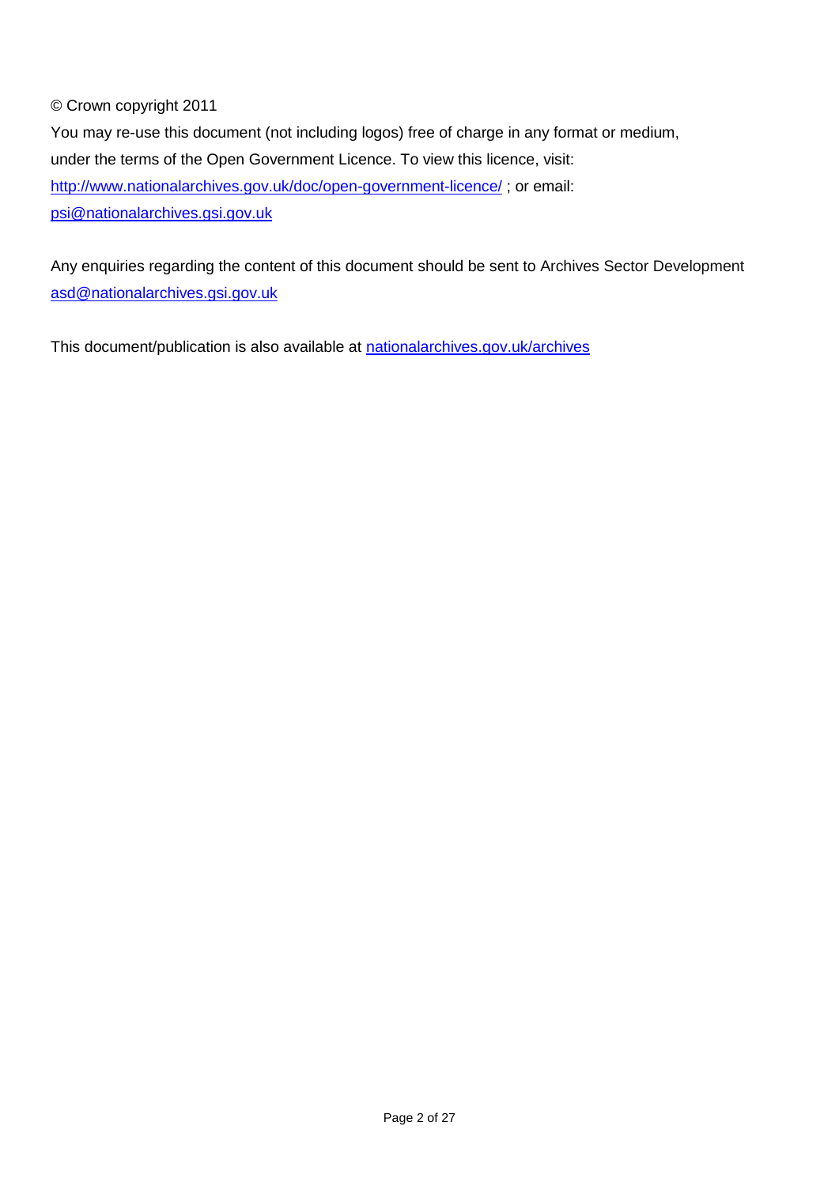© Crown copyright 2011

You may re-use this document (not including logos) free of charge in any format or medium, under the terms of the Open Government Licence. To view this licence, visit: [http://www.nationalarchives.gov.uk/doc/open-government-licence/](http://www.nationalarchives.gov.uk/doc/open-government-licence/) ; or email: [psi@nationalarchives.gsi.gov.uk](mailto:psi@nationalarchives.gsi.gov.uk)

Any enquiries regarding the content of this document should be sent to Archives Sector Development [asd@nationalarchives.gsi.gov.uk](mailto:asd@nationalarchives.gsi.gov.uk)

This document/publication is also available at [nationalarchives.gov.uk/archives](http://nationalarchives.gov.uk/archives)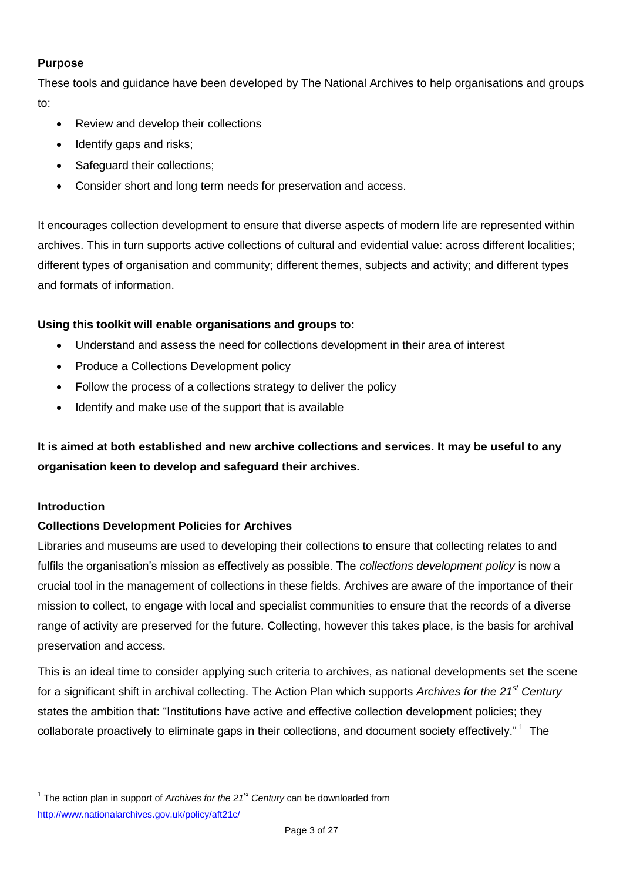**Purpose**

These tools and guidance have been developed by The National Archives to help organisations and groups to:

- Review and develop their collections
- Identify gaps and risks;
- Safeguard their collections;
- Consider short and long term needs for preservation and access.

It encourages collection development to ensure that diverse aspects of modern life are represented within archives. This in turn supports active collections of cultural and evidential value: across different localities; different types of organisation and community; different themes, subjects and activity; and different types and formats of information.

**Using this toolkit will enable organisations and groups to:**

- Understand and assess the need for collections development in their area of interest
- Produce a Collections Development policy
- Follow the process of a collections strategy to deliver the policy
- Identify and make use of the support that is available

**It is aimed at both established and new archive collections and services. It may be useful to any organisation keen to develop and safeguard their archives.**

**Introduction**

**Collections Development Policies for Archives**

Libraries and museums are used to developing their collections to ensure that collecting relates to and fulfils the organisation's mission as effectively as possible. The *collections development policy* is now a crucial tool in the management of collections in these fields. Archives are aware of the importance of their mission to collect, to engage with local and specialist communities to ensure that the records of a diverse range of activity are preserved for the future. Collecting, however this takes place, is the basis for archival preservation and access.

This is an ideal time to consider applying such criteria to archives, as national developments set the scene for a significant shift in archival collecting. The Action Plan which supports *Archives for the 21st Century* states the ambition that: "Institutions have active and effective collection development policies; they collaborate proactively to eliminate gaps in their collections, and document society effectively." [1] The

[1] The action plan in support of *Archives for the 21st Century* can be downloaded from http://www.nationalarchives.gov.uk/policy/aft21c/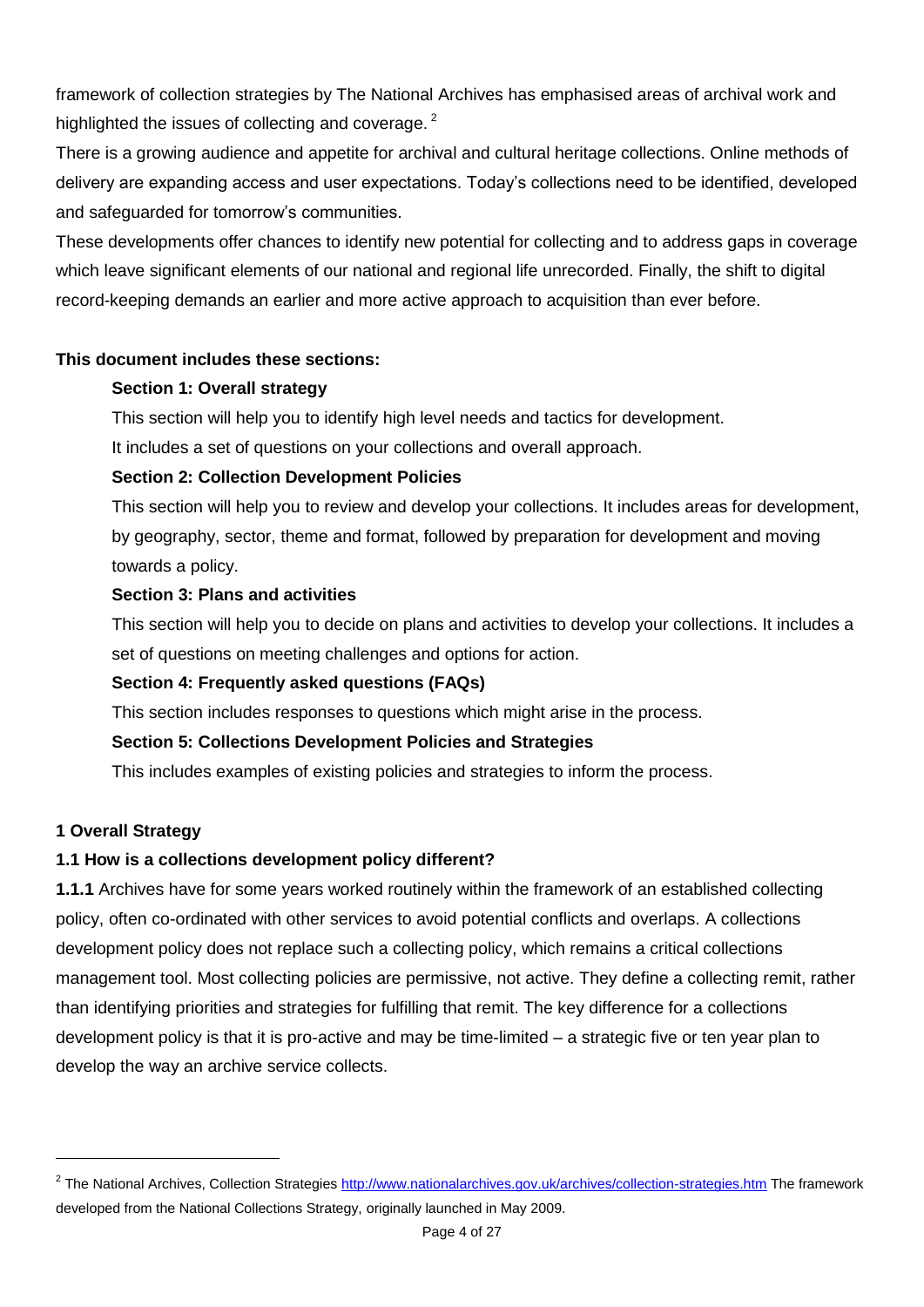framework of collection strategies by The National Archives has emphasised areas of archival work and highlighted the issues of collecting and coverage. [2]

There is a growing audience and appetite for archival and cultural heritage collections. Online methods of delivery are expanding access and user expectations. Today's collections need to be identified, developed and safeguarded for tomorrow's communities.

These developments offer chances to identify new potential for collecting and to address gaps in coverage which leave significant elements of our national and regional life unrecorded. Finally, the shift to digital record-keeping demands an earlier and more active approach to acquisition than ever before.

**This document includes these sections:**

**Section 1: Overall strategy**

This section will help you to identify high level needs and tactics for development.

It includes a set of questions on your collections and overall approach.

**Section 2: Collection Development Policies**

This section will help you to review and develop your collections. It includes areas for development, by geography, sector, theme and format, followed by preparation for development and moving towards a policy.

**Section 3: Plans and activities**

This section will help you to decide on plans and activities to develop your collections. It includes a set of questions on meeting challenges and options for action.

**Section 4: Frequently asked questions (FAQs)**

This section includes responses to questions which might arise in the process.

**Section 5: Collections Development Policies and Strategies**

This includes examples of existing policies and strategies to inform the process.

## 1 Overall Strategy

### 1.1 How is a collections development policy different?

**1.1.1** Archives have for some years worked routinely within the framework of an established collecting policy, often co-ordinated with other services to avoid potential conflicts and overlaps. A collections development policy does not replace such a collecting policy, which remains a critical collections management tool. Most collecting policies are permissive, not active. They define a collecting remit, rather than identifying priorities and strategies for fulfilling that remit. The key difference for a collections development policy is that it is pro-active and may be time-limited – a strategic five or ten year plan to develop the way an archive service collects.

---

[2] The National Archives, Collection Strategies http://www.nationalarchives.gov.uk/archives/collection-strategies.htm The framework developed from the National Collections Strategy, originally launched in May 2009.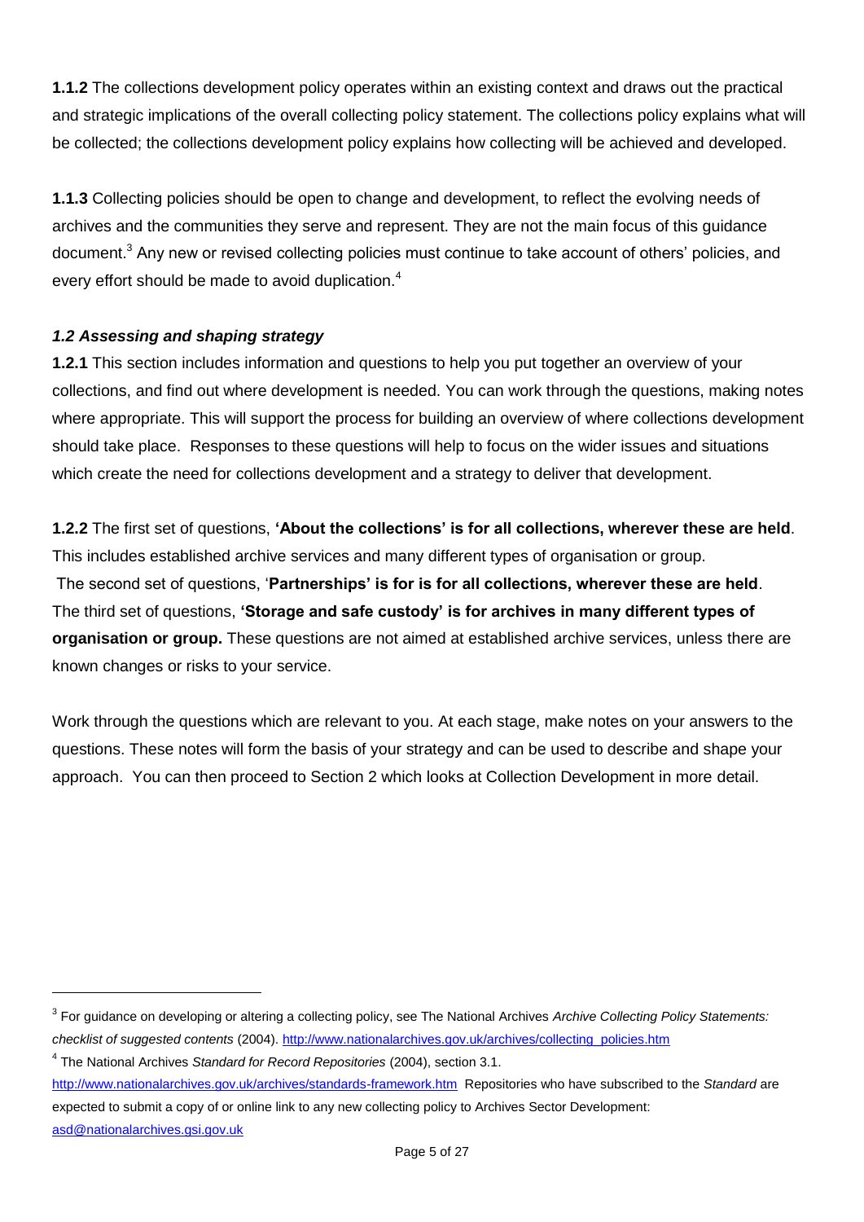**1.1.2** The collections development policy operates within an existing context and draws out the practical and strategic implications of the overall collecting policy statement. The collections policy explains what will be collected; the collections development policy explains how collecting will be achieved and developed.

**1.1.3** Collecting policies should be open to change and development, to reflect the evolving needs of archives and the communities they serve and represent. They are not the main focus of this guidance document.[3] Any new or revised collecting policies must continue to take account of others' policies, and every effort should be made to avoid duplication.[4]

### *1.2 Assessing and shaping strategy*

**1.2.1** This section includes information and questions to help you put together an overview of your collections, and find out where development is needed. You can work through the questions, making notes where appropriate. This will support the process for building an overview of where collections development should take place. Responses to these questions will help to focus on the wider issues and situations which create the need for collections development and a strategy to deliver that development.

**1.2.2** The first set of questions, **'About the collections' is for all collections, wherever these are held**. This includes established archive services and many different types of organisation or group. The second set of questions, '**Partnerships' is for is for all collections, wherever these are held**. The third set of questions, **'Storage and safe custody' is for archives in many different types of organisation or group.** These questions are not aimed at established archive services, unless there are known changes or risks to your service.

Work through the questions which are relevant to you. At each stage, make notes on your answers to the questions. These notes will form the basis of your strategy and can be used to describe and shape your approach. You can then proceed to Section 2 which looks at Collection Development in more detail.

---

[3] For guidance on developing or altering a collecting policy, see The National Archives *Archive Collecting Policy Statements: checklist of suggested contents* (2004). http://www.nationalarchives.gov.uk/archives/collecting_policies.htm

[4] The National Archives *Standard for Record Repositories* (2004), section 3.1. http://www.nationalarchives.gov.uk/archives/standards-framework.htm Repositories who have subscribed to the *Standard* are expected to submit a copy of or online link to any new collecting policy to Archives Sector Development: asd@nationalarchives.gsi.gov.uk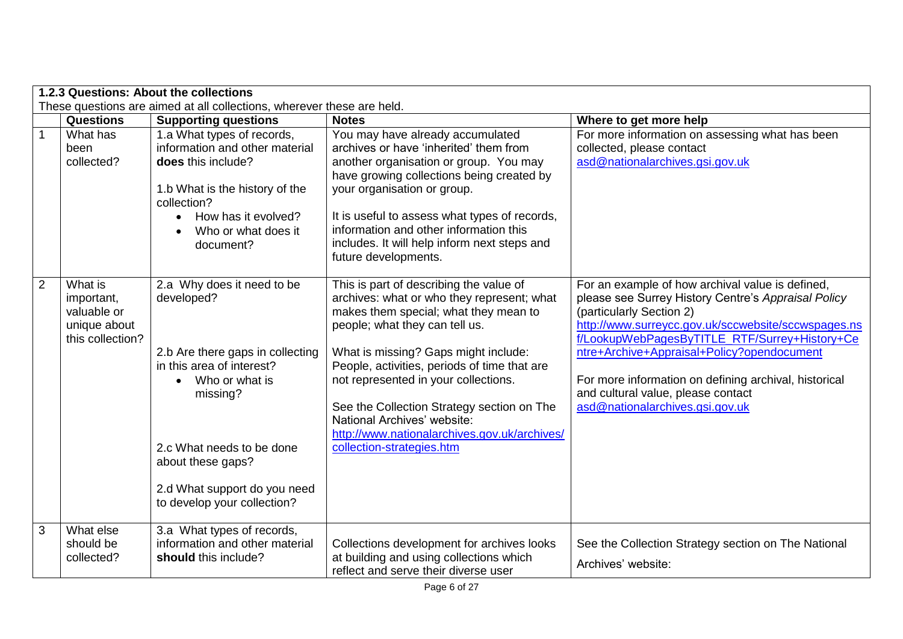| 1.2.3 Questions: About the collections | | | | |
|---|---|---|---|---|
| These questions are aimed at all collections, wherever these are held. | | | | |
| | **Questions** | **Supporting questions** | **Notes** | **Where to get more help** |
| 1 | What has been collected? | 1.a What types of records, information and other material **does** this include?<br><br>1.b What is the history of the collection?<br>• How has it evolved?<br>• Who or what does it document? | You may have already accumulated archives or have 'inherited' them from another organisation or group. You may have growing collections being created by your organisation or group.<br><br>It is useful to assess what types of records, information and other information this includes. It will help inform next steps and future developments. | For more information on assessing what has been collected, please contact asd@nationalarchives.gsi.gov.uk |
| 2 | What is important, valuable or unique about this collection? | 2.a Why does it need to be developed?<br><br>2.b Are there gaps in collecting in this area of interest?<br>• Who or what is missing?<br><br>2.c What needs to be done about these gaps?<br><br>2.d What support do you need to develop your collection? | This is part of describing the value of archives: what or who they represent; what makes them special; what they mean to people; what they can tell us.<br><br>What is missing? Gaps might include: People, activities, periods of time that are not represented in your collections.<br><br>See the Collection Strategy section on The National Archives' website: http://www.nationalarchives.gov.uk/archives/collection-strategies.htm | For an example of how archival value is defined, please see Surrey History Centre's *Appraisal Policy* (particularly Section 2) http://www.surreycc.gov.uk/sccwebsite/sccwspages.nsf/LookupWebPagesByTITLE_RTF/Surrey+History+Centre+Archive+Appraisal+Policy?opendocument<br><br>For more information on defining archival, historical and cultural value, please contact asd@nationalarchives.gsi.gov.uk |
| 3 | What else should be collected? | 3.a What types of records, information and other material **should** this include? | Collections development for archives looks at building and using collections which reflect and serve their diverse user | See the Collection Strategy section on The National Archives' website: |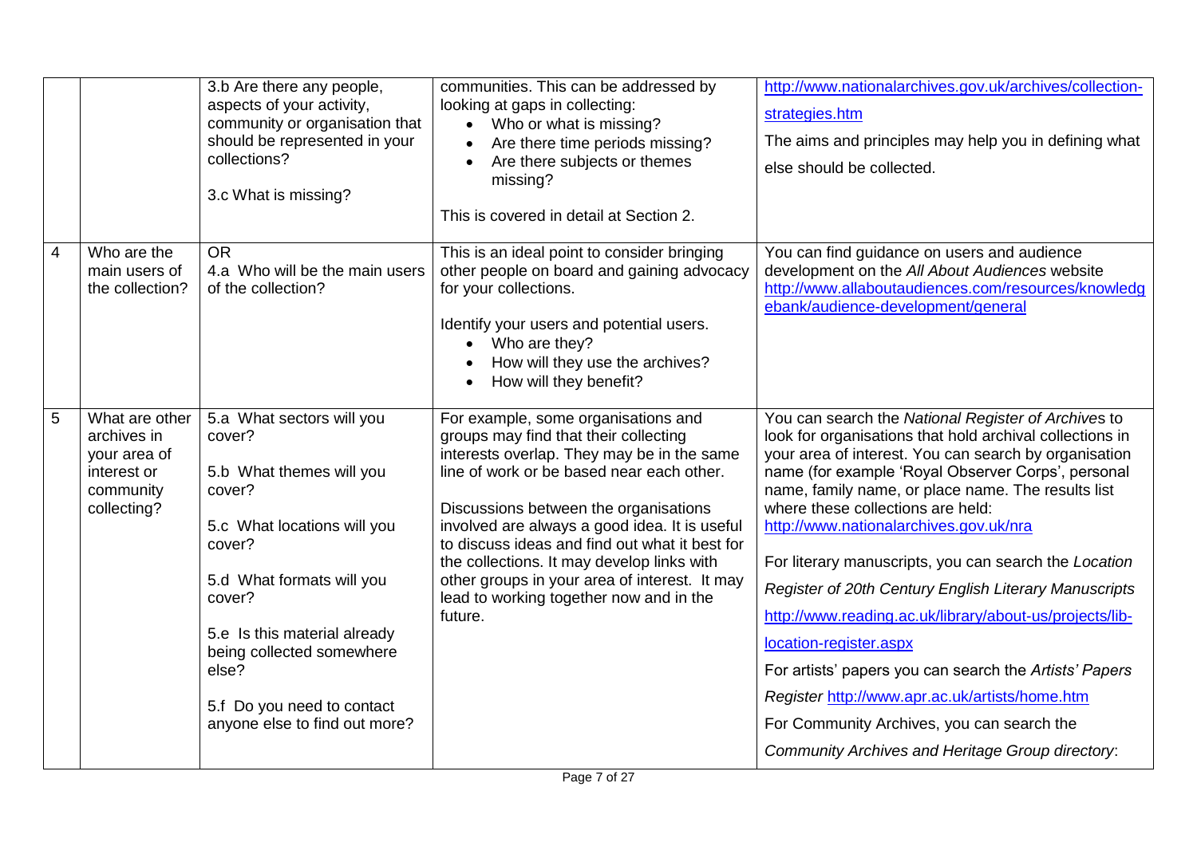| | | | | |
|---|---|---|---|---|
| | | 3.b Are there any people, aspects of your activity, community or organisation that should be represented in your collections?<br><br>3.c What is missing? | communities. This can be addressed by looking at gaps in collecting:<br>• Who or what is missing?<br>• Are there time periods missing?<br>• Are there subjects or themes missing?<br><br>This is covered in detail at Section 2. | http://www.nationalarchives.gov.uk/archives/collection-strategies.htm<br><br>The aims and principles may help you in defining what else should be collected. |
| 4 | Who are the main users of the collection? | OR<br>4.a Who will be the main users of the collection? | This is an ideal point to consider bringing other people on board and gaining advocacy for your collections.<br><br>Identify your users and potential users.<br>• Who are they?<br>• How will they use the archives?<br>• How will they benefit? | You can find guidance on users and audience development on the *All About Audiences* website http://www.allaboutaudiences.com/resources/knowledgebank/audience-development/general |
| 5 | What are other archives in your area of interest or community collecting? | 5.a What sectors will you cover?<br><br>5.b What themes will you cover?<br><br>5.c What locations will you cover?<br><br>5.d What formats will you cover?<br><br>5.e Is this material already being collected somewhere else?<br><br>5.f Do you need to contact anyone else to find out more? | For example, some organisations and groups may find that their collecting interests overlap. They may be in the same line of work or be based near each other.<br><br>Discussions between the organisations involved are always a good idea. It is useful to discuss ideas and find out what it best for the collections. It may develop links with other groups in your area of interest. It may lead to working together now and in the future. | You can search the *National Register of Archives* to look for organisations that hold archival collections in your area of interest. You can search by organisation name (for example 'Royal Observer Corps', personal name, family name, or place name. The results list where these collections are held: http://www.nationalarchives.gov.uk/nra<br><br>For literary manuscripts, you can search the *Location Register of 20th Century English Literary Manuscripts* http://www.reading.ac.uk/library/about-us/projects/lib-location-register.aspx<br><br>For artists' papers you can search the *Artists' Papers Register* http://www.apr.ac.uk/artists/home.htm<br><br>For Community Archives, you can search the *Community Archives and Heritage Group directory*: |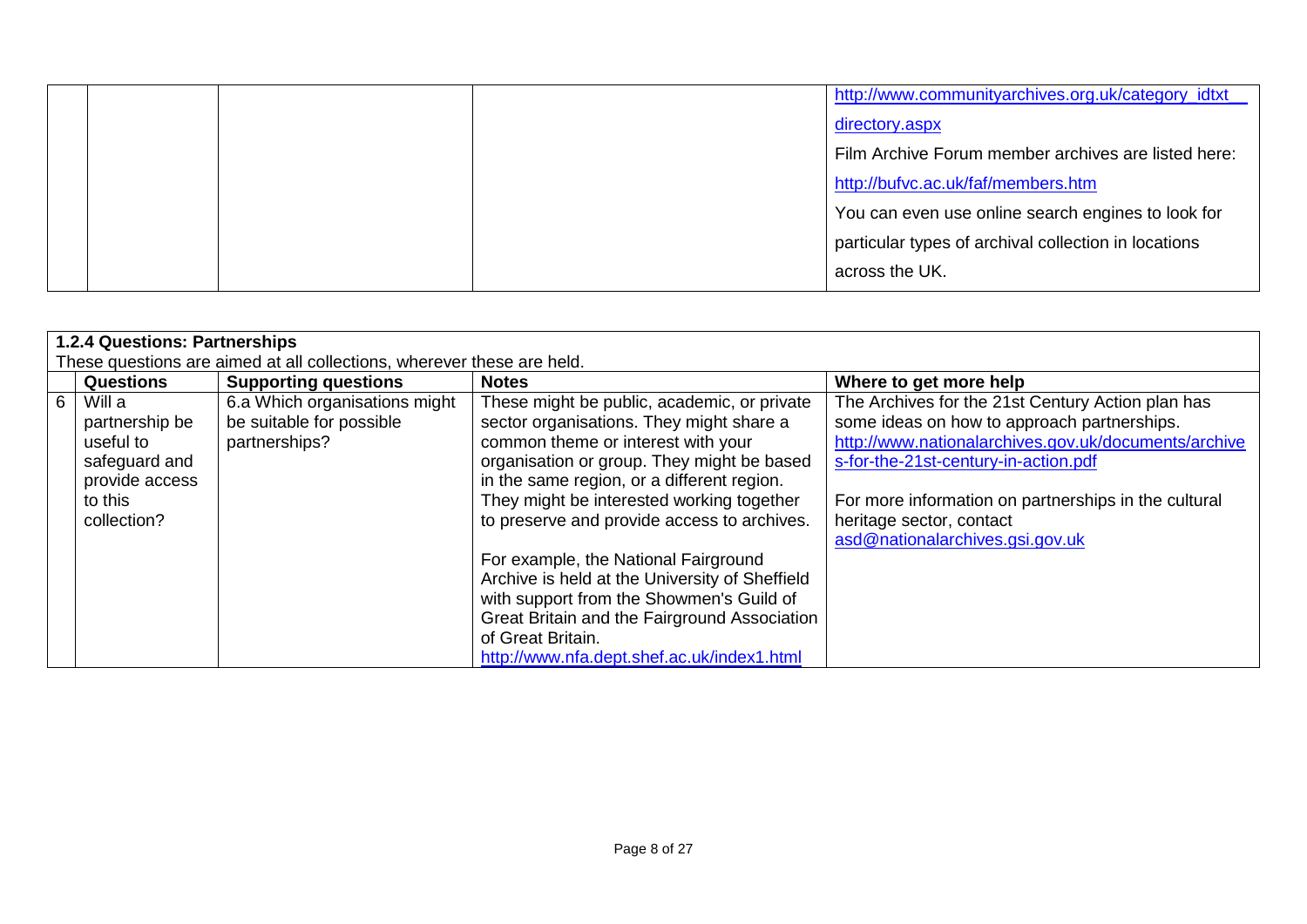| | | | |
|---|---|---|---|
| | | | http://www.communityarchives.org.uk/category_idtxt__directory.aspx<br>Film Archive Forum member archives are listed here:<br>http://bufvc.ac.uk/faf/members.htm<br>You can even use online search engines to look for particular types of archival collection in locations across the UK. |

**1.2.4 Questions: Partnerships**

These questions are aimed at all collections, wherever these are held.

| | Questions | Supporting questions | Notes | Where to get more help |
|---|---|---|---|---|
| 6 | Will a partnership be useful to safeguard and provide access to this collection? | 6.a Which organisations might be suitable for possible partnerships? | These might be public, academic, or private sector organisations. They might share a common theme or interest with your organisation or group. They might be based in the same region, or a different region. They might be interested working together to preserve and provide access to archives.<br><br>For example, the National Fairground Archive is held at the University of Sheffield with support from the Showmen's Guild of Great Britain and the Fairground Association of Great Britain.<br>http://www.nfa.dept.shef.ac.uk/index1.html | The Archives for the 21st Century Action plan has some ideas on how to approach partnerships.<br>http://www.nationalarchives.gov.uk/documents/archives-for-the-21st-century-in-action.pdf<br><br>For more information on partnerships in the cultural heritage sector, contact<br>asd@nationalarchives.gsi.gov.uk |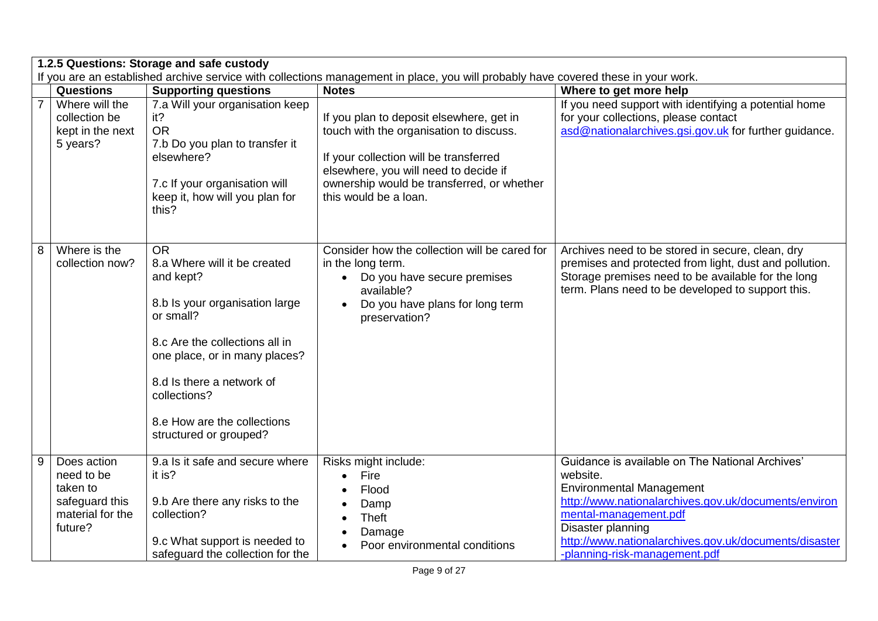**1.2.5 Questions: Storage and safe custody**

If you are an established archive service with collections management in place, you will probably have covered these in your work.

| | Questions | Supporting questions | Notes | Where to get more help |
|---|---|---|---|---|
| 7 | Where will the collection be kept in the next 5 years? | 7.a Will your organisation keep it?<br>OR<br>7.b Do you plan to transfer it elsewhere?<br><br>7.c If your organisation will keep it, how will you plan for this? | If you plan to deposit elsewhere, get in touch with the organisation to discuss.<br><br>If your collection will be transferred elsewhere, you will need to decide if ownership would be transferred, or whether this would be a loan. | If you need support with identifying a potential home for your collections, please contact asd@nationalarchives.gsi.gov.uk for further guidance. |
| 8 | Where is the collection now? | OR<br>8.a Where will it be created and kept?<br><br>8.b Is your organisation large or small?<br><br>8.c Are the collections all in one place, or in many places?<br><br>8.d Is there a network of collections?<br><br>8.e How are the collections structured or grouped? | Consider how the collection will be cared for in the long term.<br>• Do you have secure premises available?<br>• Do you have plans for long term preservation? | Archives need to be stored in secure, clean, dry premises and protected from light, dust and pollution. Storage premises need to be available for the long term. Plans need to be developed to support this. |
| 9 | Does action need to be taken to safeguard this material for the future? | 9.a Is it safe and secure where it is?<br><br>9.b Are there any risks to the collection?<br><br>9.c What support is needed to safeguard the collection for the | Risks might include:<br>• Fire<br>• Flood<br>• Damp<br>• Theft<br>• Damage<br>• Poor environmental conditions | Guidance is available on The National Archives' website.<br>Environmental Management<br>http://www.nationalarchives.gov.uk/documents/environmental-management.pdf<br>Disaster planning<br>http://www.nationalarchives.gov.uk/documents/disaster-planning-risk-management.pdf |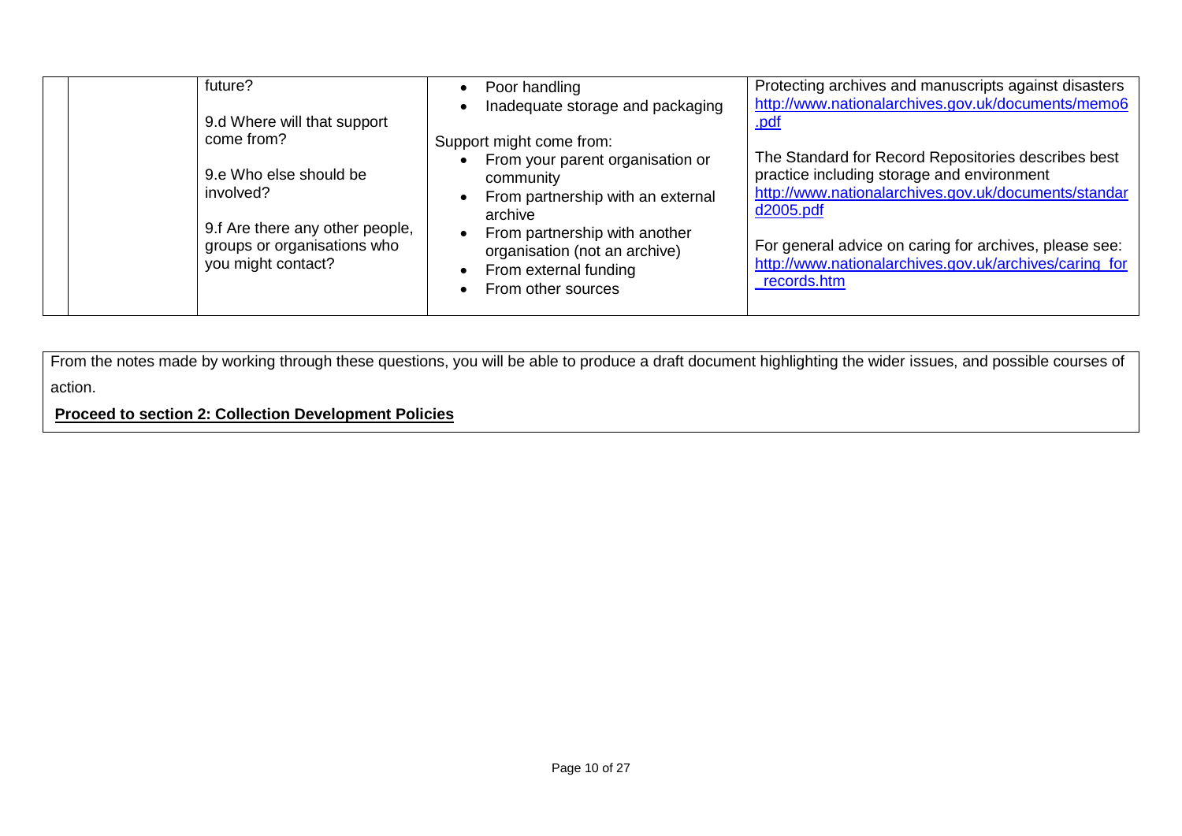| | | | | |
|---|---|---|---|---|
| | | future?<br><br>9.d Where will that support come from?<br><br>9.e Who else should be involved?<br><br>9.f Are there any other people, groups or organisations who you might contact? | • Poor handling<br>• Inadequate storage and packaging<br><br>Support might come from:<br>• From your parent organisation or community<br>• From partnership with an external archive<br>• From partnership with another organisation (not an archive)<br>• From external funding<br>• From other sources | Protecting archives and manuscripts against disasters [http://www.nationalarchives.gov.uk/documents/memo6.pdf](http://www.nationalarchives.gov.uk/documents/memo6.pdf)<br><br>The Standard for Record Repositories describes best practice including storage and environment [http://www.nationalarchives.gov.uk/documents/standard2005.pdf](http://www.nationalarchives.gov.uk/documents/standard2005.pdf)<br><br>For general advice on caring for archives, please see: [http://www.nationalarchives.gov.uk/archives/caring_for_records.htm](http://www.nationalarchives.gov.uk/archives/caring_for_records.htm) |

From the notes made by working through these questions, you will be able to produce a draft document highlighting the wider issues, and possible courses of action.

**Proceed to section 2: Collection Development Policies**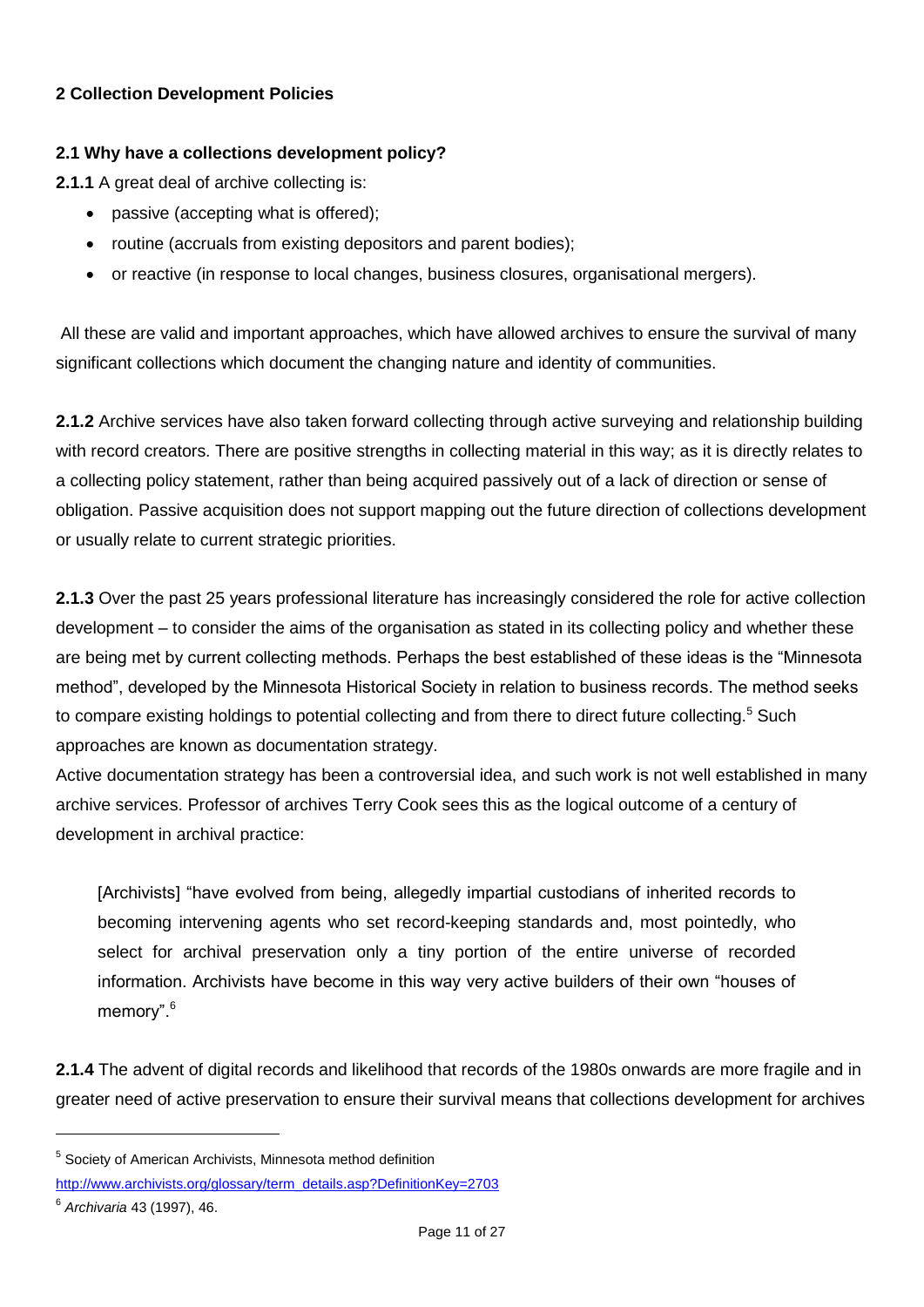## 2 Collection Development Policies

### 2.1 Why have a collections development policy?

**2.1.1** A great deal of archive collecting is:

- passive (accepting what is offered);
- routine (accruals from existing depositors and parent bodies);
- or reactive (in response to local changes, business closures, organisational mergers).

All these are valid and important approaches, which have allowed archives to ensure the survival of many significant collections which document the changing nature and identity of communities.

**2.1.2** Archive services have also taken forward collecting through active surveying and relationship building with record creators. There are positive strengths in collecting material in this way; as it is directly relates to a collecting policy statement, rather than being acquired passively out of a lack of direction or sense of obligation. Passive acquisition does not support mapping out the future direction of collections development or usually relate to current strategic priorities.

**2.1.3** Over the past 25 years professional literature has increasingly considered the role for active collection development – to consider the aims of the organisation as stated in its collecting policy and whether these are being met by current collecting methods. Perhaps the best established of these ideas is the "Minnesota method", developed by the Minnesota Historical Society in relation to business records. The method seeks to compare existing holdings to potential collecting and from there to direct future collecting.[5] Such approaches are known as documentation strategy.

Active documentation strategy has been a controversial idea, and such work is not well established in many archive services. Professor of archives Terry Cook sees this as the logical outcome of a century of development in archival practice:

> [Archivists] "have evolved from being, allegedly impartial custodians of inherited records to becoming intervening agents who set record-keeping standards and, most pointedly, who select for archival preservation only a tiny portion of the entire universe of recorded information. Archivists have become in this way very active builders of their own "houses of memory".[6]

**2.1.4** The advent of digital records and likelihood that records of the 1980s onwards are more fragile and in greater need of active preservation to ensure their survival means that collections development for archives

---

[5] Society of American Archivists, Minnesota method definition http://www.archivists.org/glossary/term_details.asp?DefinitionKey=2703

[6] *Archivaria* 43 (1997), 46.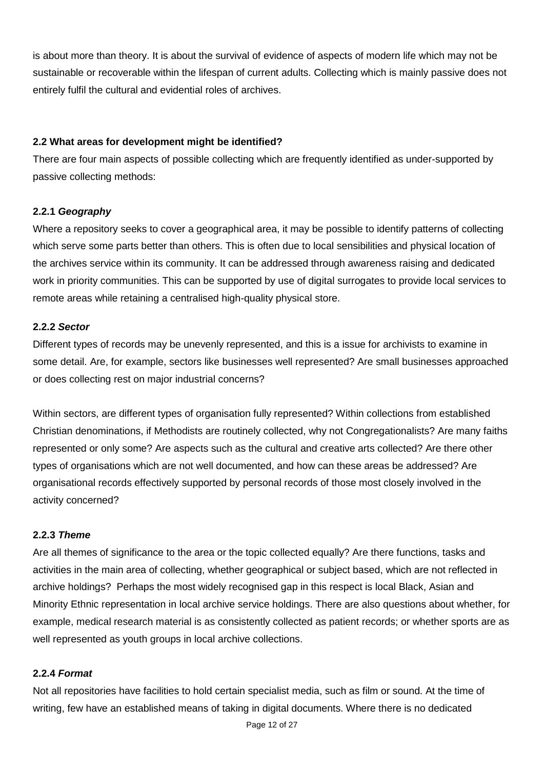is about more than theory. It is about the survival of evidence of aspects of modern life which may not be sustainable or recoverable within the lifespan of current adults. Collecting which is mainly passive does not entirely fulfil the cultural and evidential roles of archives.

### 2.2 What areas for development might be identified?

There are four main aspects of possible collecting which are frequently identified as under-supported by passive collecting methods:

#### 2.2.1 *Geography*

Where a repository seeks to cover a geographical area, it may be possible to identify patterns of collecting which serve some parts better than others. This is often due to local sensibilities and physical location of the archives service within its community. It can be addressed through awareness raising and dedicated work in priority communities. This can be supported by use of digital surrogates to provide local services to remote areas while retaining a centralised high-quality physical store.

#### 2.2.2 *Sector*

Different types of records may be unevenly represented, and this is a issue for archivists to examine in some detail. Are, for example, sectors like businesses well represented? Are small businesses approached or does collecting rest on major industrial concerns?

Within sectors, are different types of organisation fully represented? Within collections from established Christian denominations, if Methodists are routinely collected, why not Congregationalists? Are many faiths represented or only some? Are aspects such as the cultural and creative arts collected? Are there other types of organisations which are not well documented, and how can these areas be addressed? Are organisational records effectively supported by personal records of those most closely involved in the activity concerned?

#### 2.2.3 *Theme*

Are all themes of significance to the area or the topic collected equally? Are there functions, tasks and activities in the main area of collecting, whether geographical or subject based, which are not reflected in archive holdings? Perhaps the most widely recognised gap in this respect is local Black, Asian and Minority Ethnic representation in local archive service holdings. There are also questions about whether, for example, medical research material is as consistently collected as patient records; or whether sports are as well represented as youth groups in local archive collections.

#### 2.2.4 *Format*

Not all repositories have facilities to hold certain specialist media, such as film or sound. At the time of writing, few have an established means of taking in digital documents. Where there is no dedicated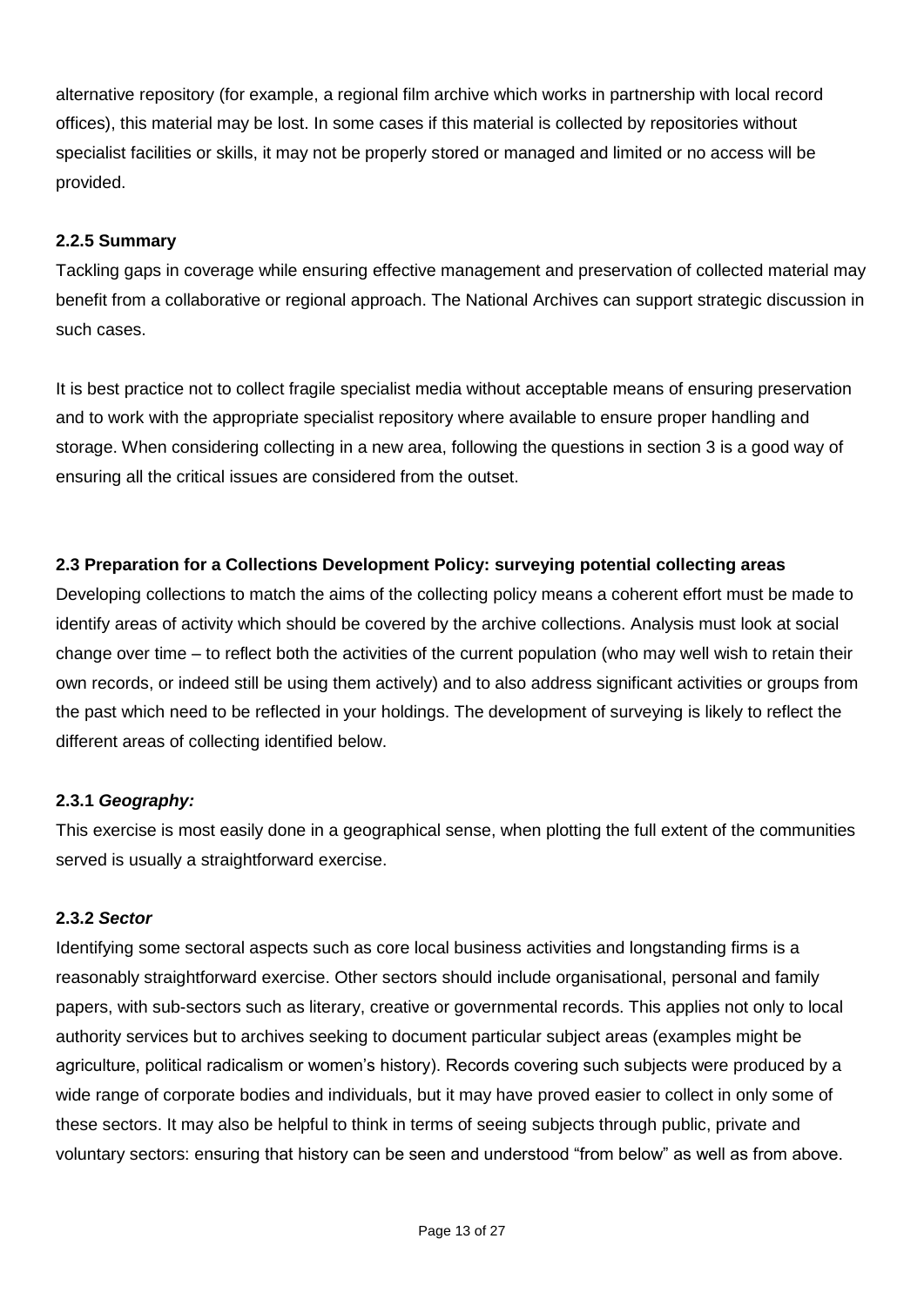alternative repository (for example, a regional film archive which works in partnership with local record offices), this material may be lost. In some cases if this material is collected by repositories without specialist facilities or skills, it may not be properly stored or managed and limited or no access will be provided.

#### 2.2.5 Summary

Tackling gaps in coverage while ensuring effective management and preservation of collected material may benefit from a collaborative or regional approach. The National Archives can support strategic discussion in such cases.

It is best practice not to collect fragile specialist media without acceptable means of ensuring preservation and to work with the appropriate specialist repository where available to ensure proper handling and storage. When considering collecting in a new area, following the questions in section 3 is a good way of ensuring all the critical issues are considered from the outset.

### 2.3 Preparation for a Collections Development Policy: surveying potential collecting areas

Developing collections to match the aims of the collecting policy means a coherent effort must be made to identify areas of activity which should be covered by the archive collections. Analysis must look at social change over time – to reflect both the activities of the current population (who may well wish to retain their own records, or indeed still be using them actively) and to also address significant activities or groups from the past which need to be reflected in your holdings. The development of surveying is likely to reflect the different areas of collecting identified below.

#### 2.3.1 *Geography:*

This exercise is most easily done in a geographical sense, when plotting the full extent of the communities served is usually a straightforward exercise.

#### 2.3.2 *Sector*

Identifying some sectoral aspects such as core local business activities and longstanding firms is a reasonably straightforward exercise. Other sectors should include organisational, personal and family papers, with sub-sectors such as literary, creative or governmental records. This applies not only to local authority services but to archives seeking to document particular subject areas (examples might be agriculture, political radicalism or women's history). Records covering such subjects were produced by a wide range of corporate bodies and individuals, but it may have proved easier to collect in only some of these sectors. It may also be helpful to think in terms of seeing subjects through public, private and voluntary sectors: ensuring that history can be seen and understood "from below" as well as from above.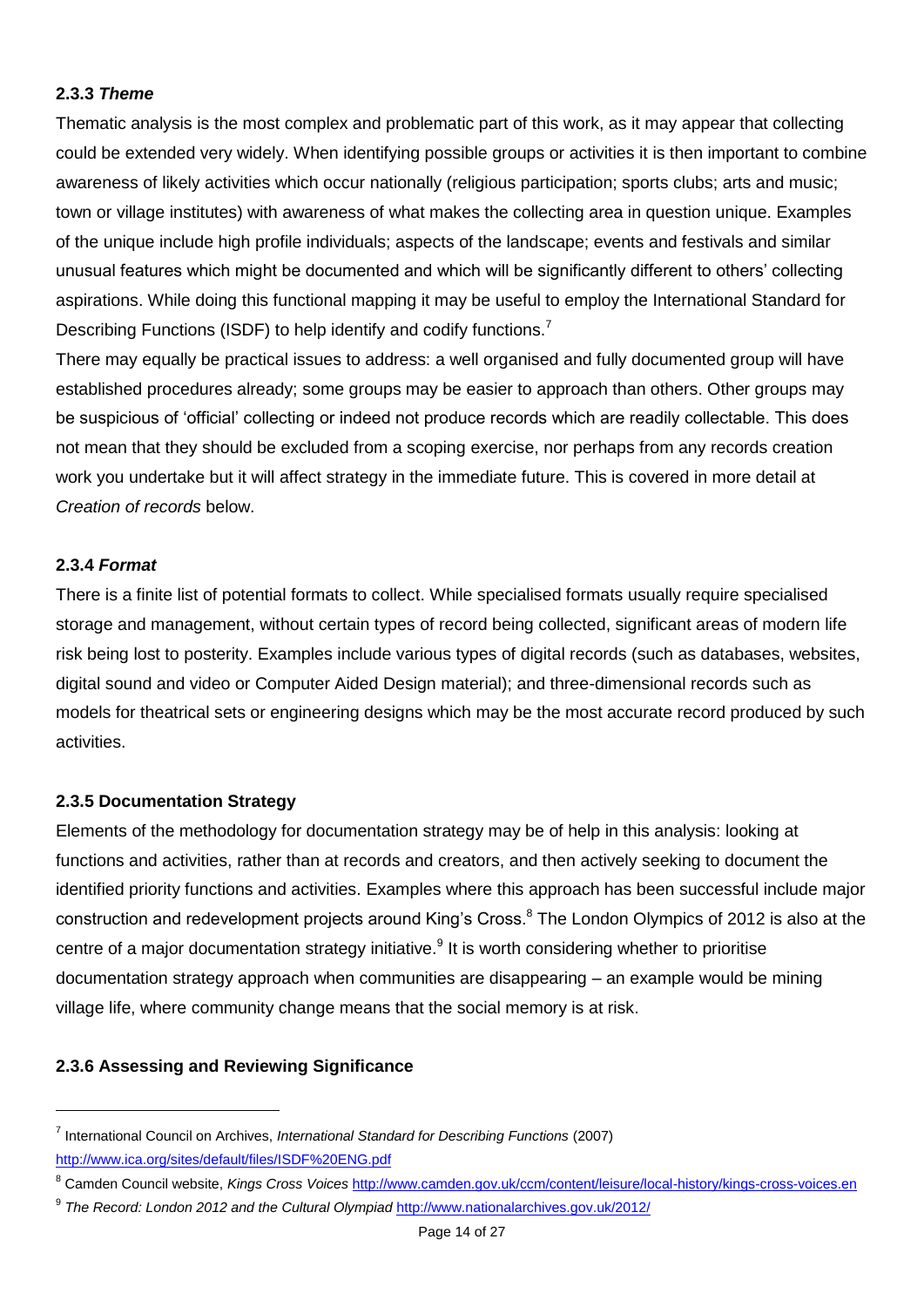#### 2.3.3 *Theme*

Thematic analysis is the most complex and problematic part of this work, as it may appear that collecting could be extended very widely. When identifying possible groups or activities it is then important to combine awareness of likely activities which occur nationally (religious participation; sports clubs; arts and music; town or village institutes) with awareness of what makes the collecting area in question unique. Examples of the unique include high profile individuals; aspects of the landscape; events and festivals and similar unusual features which might be documented and which will be significantly different to others' collecting aspirations. While doing this functional mapping it may be useful to employ the International Standard for Describing Functions (ISDF) to help identify and codify functions.[7]

There may equally be practical issues to address: a well organised and fully documented group will have established procedures already; some groups may be easier to approach than others. Other groups may be suspicious of 'official' collecting or indeed not produce records which are readily collectable. This does not mean that they should be excluded from a scoping exercise, nor perhaps from any records creation work you undertake but it will affect strategy in the immediate future. This is covered in more detail at *Creation of records* below.

#### 2.3.4 *Format*

There is a finite list of potential formats to collect. While specialised formats usually require specialised storage and management, without certain types of record being collected, significant areas of modern life risk being lost to posterity. Examples include various types of digital records (such as databases, websites, digital sound and video or Computer Aided Design material); and three-dimensional records such as models for theatrical sets or engineering designs which may be the most accurate record produced by such activities.

#### 2.3.5 Documentation Strategy

Elements of the methodology for documentation strategy may be of help in this analysis: looking at functions and activities, rather than at records and creators, and then actively seeking to document the identified priority functions and activities. Examples where this approach has been successful include major construction and redevelopment projects around King's Cross.[8] The London Olympics of 2012 is also at the centre of a major documentation strategy initiative.[9] It is worth considering whether to prioritise documentation strategy approach when communities are disappearing – an example would be mining village life, where community change means that the social memory is at risk.

#### 2.3.6 Assessing and Reviewing Significance

---

[7] International Council on Archives, *International Standard for Describing Functions* (2007) http://www.ica.org/sites/default/files/ISDF%20ENG.pdf

[8] Camden Council website, *Kings Cross Voices* http://www.camden.gov.uk/ccm/content/leisure/local-history/kings-cross-voices.en

[9] *The Record: London 2012 and the Cultural Olympiad* http://www.nationalarchives.gov.uk/2012/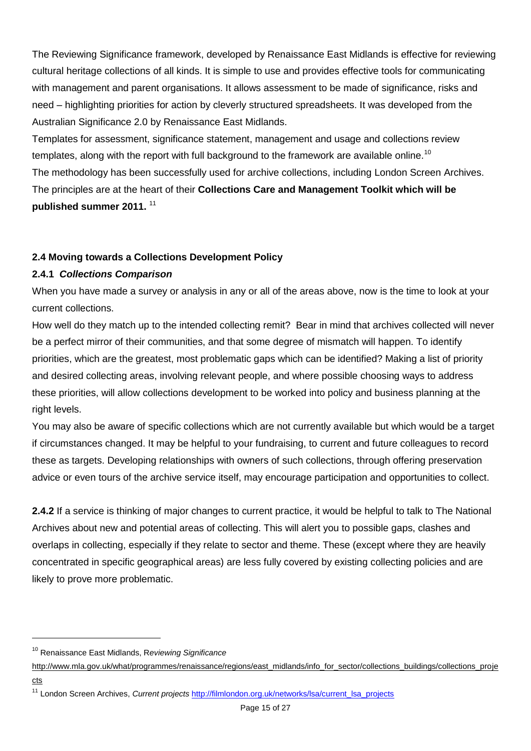The Reviewing Significance framework, developed by Renaissance East Midlands is effective for reviewing cultural heritage collections of all kinds. It is simple to use and provides effective tools for communicating with management and parent organisations. It allows assessment to be made of significance, risks and need – highlighting priorities for action by cleverly structured spreadsheets. It was developed from the Australian Significance 2.0 by Renaissance East Midlands.

Templates for assessment, significance statement, management and usage and collections review templates, along with the report with full background to the framework are available online.[10]

The methodology has been successfully used for archive collections, including London Screen Archives. The principles are at the heart of their **Collections Care and Management Toolkit which will be published summer 2011.** [11]

### 2.4 Moving towards a Collections Development Policy

#### 2.4.1 *Collections Comparison*

When you have made a survey or analysis in any or all of the areas above, now is the time to look at your current collections.

How well do they match up to the intended collecting remit? Bear in mind that archives collected will never be a perfect mirror of their communities, and that some degree of mismatch will happen. To identify priorities, which are the greatest, most problematic gaps which can be identified? Making a list of priority and desired collecting areas, involving relevant people, and where possible choosing ways to address these priorities, will allow collections development to be worked into policy and business planning at the right levels.

You may also be aware of specific collections which are not currently available but which would be a target if circumstances changed. It may be helpful to your fundraising, to current and future colleagues to record these as targets. Developing relationships with owners of such collections, through offering preservation advice or even tours of the archive service itself, may encourage participation and opportunities to collect.

**2.4.2** If a service is thinking of major changes to current practice, it would be helpful to talk to The National Archives about new and potential areas of collecting. This will alert you to possible gaps, clashes and overlaps in collecting, especially if they relate to sector and theme. These (except where they are heavily concentrated in specific geographical areas) are less fully covered by existing collecting policies and are likely to prove more problematic.

---

[10] Renaissance East Midlands, R*eviewing Significance* http://www.mla.gov.uk/what/programmes/renaissance/regions/east_midlands/info_for_sector/collections_buildings/collections_projects

[11] London Screen Archives, *Current projects* http://filmlondon.org.uk/networks/lsa/current_lsa_projects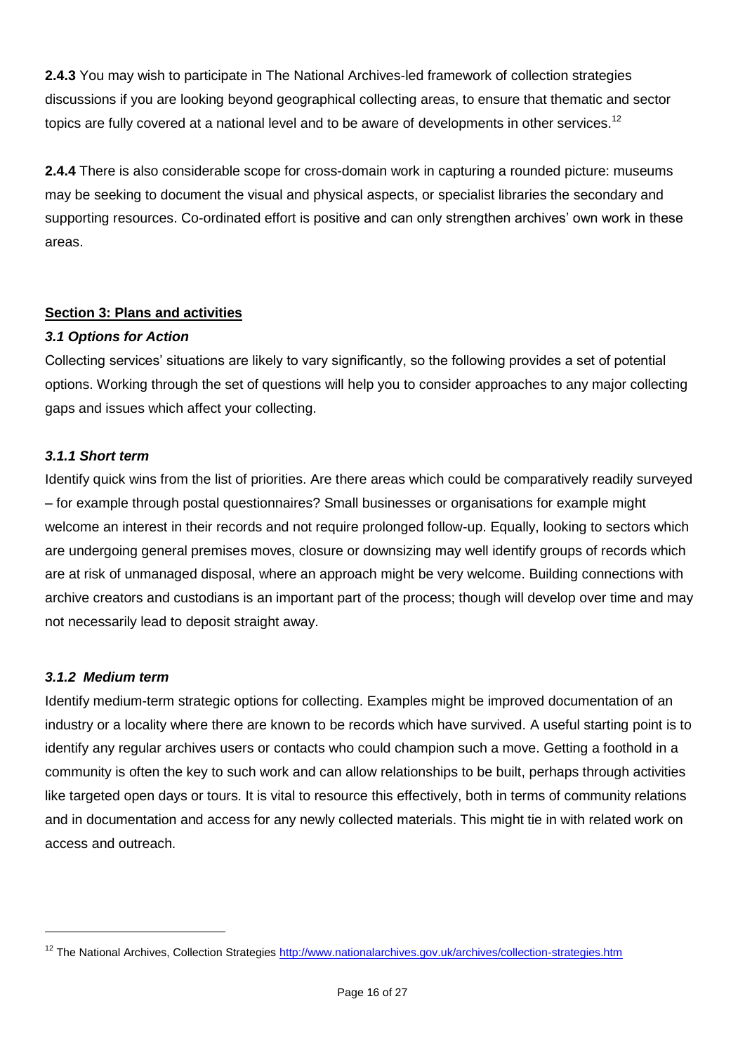**2.4.3** You may wish to participate in The National Archives-led framework of collection strategies discussions if you are looking beyond geographical collecting areas, to ensure that thematic and sector topics are fully covered at a national level and to be aware of developments in other services.[12]

**2.4.4** There is also considerable scope for cross-domain work in capturing a rounded picture: museums may be seeking to document the visual and physical aspects, or specialist libraries the secondary and supporting resources. Co-ordinated effort is positive and can only strengthen archives' own work in these areas.

## Section 3: Plans and activities

### *3.1 Options for Action*

Collecting services' situations are likely to vary significantly, so the following provides a set of potential options. Working through the set of questions will help you to consider approaches to any major collecting gaps and issues which affect your collecting.

#### *3.1.1 Short term*

Identify quick wins from the list of priorities. Are there areas which could be comparatively readily surveyed – for example through postal questionnaires? Small businesses or organisations for example might welcome an interest in their records and not require prolonged follow-up. Equally, looking to sectors which are undergoing general premises moves, closure or downsizing may well identify groups of records which are at risk of unmanaged disposal, where an approach might be very welcome. Building connections with archive creators and custodians is an important part of the process; though will develop over time and may not necessarily lead to deposit straight away.

#### *3.1.2 Medium term*

Identify medium-term strategic options for collecting. Examples might be improved documentation of an industry or a locality where there are known to be records which have survived. A useful starting point is to identify any regular archives users or contacts who could champion such a move. Getting a foothold in a community is often the key to such work and can allow relationships to be built, perhaps through activities like targeted open days or tours. It is vital to resource this effectively, both in terms of community relations and in documentation and access for any newly collected materials. This might tie in with related work on access and outreach.

---

[12] The National Archives, Collection Strategies http://www.nationalarchives.gov.uk/archives/collection-strategies.htm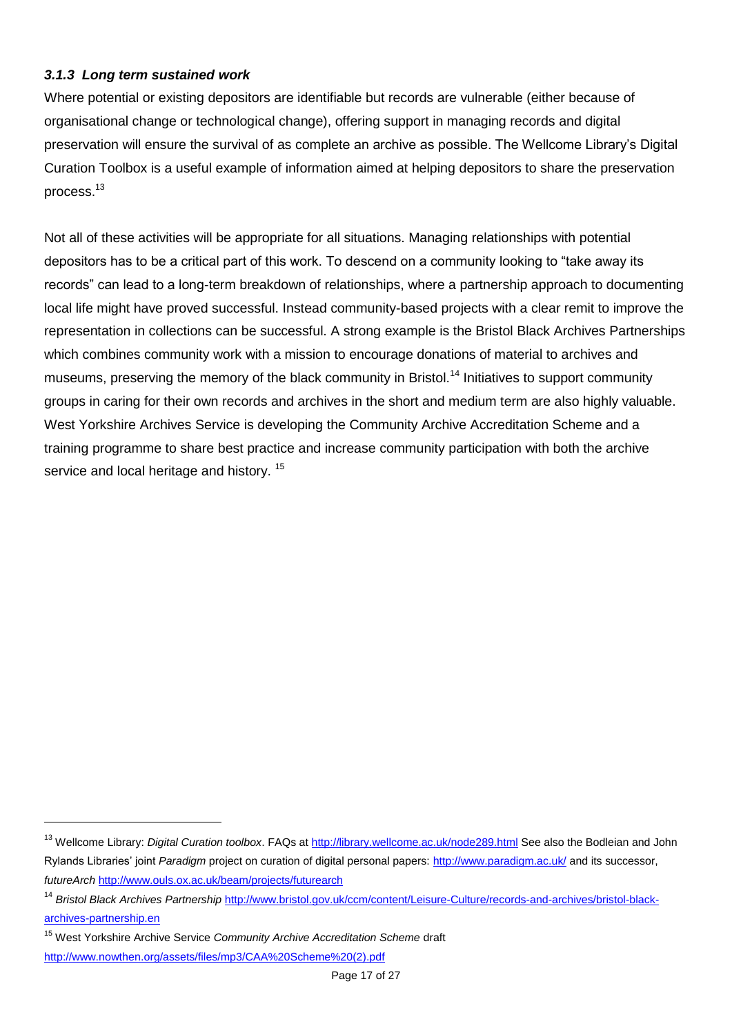### *3.1.3 Long term sustained work*

Where potential or existing depositors are identifiable but records are vulnerable (either because of organisational change or technological change), offering support in managing records and digital preservation will ensure the survival of as complete an archive as possible. The Wellcome Library's Digital Curation Toolbox is a useful example of information aimed at helping depositors to share the preservation process.[13]

Not all of these activities will be appropriate for all situations. Managing relationships with potential depositors has to be a critical part of this work. To descend on a community looking to "take away its records" can lead to a long-term breakdown of relationships, where a partnership approach to documenting local life might have proved successful. Instead community-based projects with a clear remit to improve the representation in collections can be successful. A strong example is the Bristol Black Archives Partnerships which combines community work with a mission to encourage donations of material to archives and museums, preserving the memory of the black community in Bristol.[14] Initiatives to support community groups in caring for their own records and archives in the short and medium term are also highly valuable. West Yorkshire Archives Service is developing the Community Archive Accreditation Scheme and a training programme to share best practice and increase community participation with both the archive service and local heritage and history. [15]

---

[13] Wellcome Library: *Digital Curation toolbox*. FAQs at http://library.wellcome.ac.uk/node289.html See also the Bodleian and John Rylands Libraries' joint *Paradigm* project on curation of digital personal papers: http://www.paradigm.ac.uk/ and its successor, *futureArch* http://www.ouls.ox.ac.uk/beam/projects/futurearch

[14] *Bristol Black Archives Partnership* http://www.bristol.gov.uk/ccm/content/Leisure-Culture/records-and-archives/bristol-black-archives-partnership.en

[15] West Yorkshire Archive Service *Community Archive Accreditation Scheme* draft http://www.nowthen.org/assets/files/mp3/CAA%20Scheme%20(2).pdf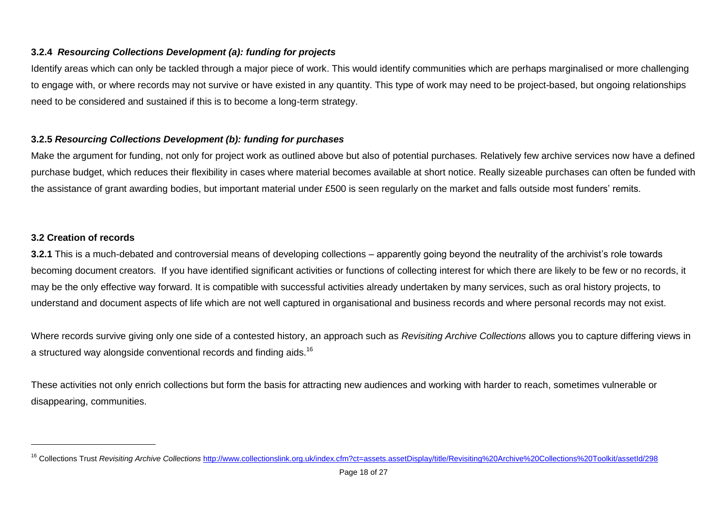### 3.2.4 *Resourcing Collections Development (a): funding for projects*

Identify areas which can only be tackled through a major piece of work. This would identify communities which are perhaps marginalised or more challenging to engage with, or where records may not survive or have existed in any quantity. This type of work may need to be project-based, but ongoing relationships need to be considered and sustained if this is to become a long-term strategy.

### 3.2.5 *Resourcing Collections Development (b): funding for purchases*

Make the argument for funding, not only for project work as outlined above but also of potential purchases. Relatively few archive services now have a defined purchase budget, which reduces their flexibility in cases where material becomes available at short notice. Really sizeable purchases can often be funded with the assistance of grant awarding bodies, but important material under £500 is seen regularly on the market and falls outside most funders' remits.

### 3.2 Creation of records

**3.2.1** This is a much-debated and controversial means of developing collections – apparently going beyond the neutrality of the archivist's role towards becoming document creators. If you have identified significant activities or functions of collecting interest for which there are likely to be few or no records, it may be the only effective way forward. It is compatible with successful activities already undertaken by many services, such as oral history projects, to understand and document aspects of life which are not well captured in organisational and business records and where personal records may not exist.

Where records survive giving only one side of a contested history, an approach such as *Revisiting Archive Collections* allows you to capture differing views in a structured way alongside conventional records and finding aids.[16]

These activities not only enrich collections but form the basis for attracting new audiences and working with harder to reach, sometimes vulnerable or disappearing, communities.

---

[16] Collections Trust *Revisiting Archive Collections* http://www.collectionslink.org.uk/index.cfm?ct=assets.assetDisplay/title/Revisiting%20Archive%20Collections%20Toolkit/assetId/298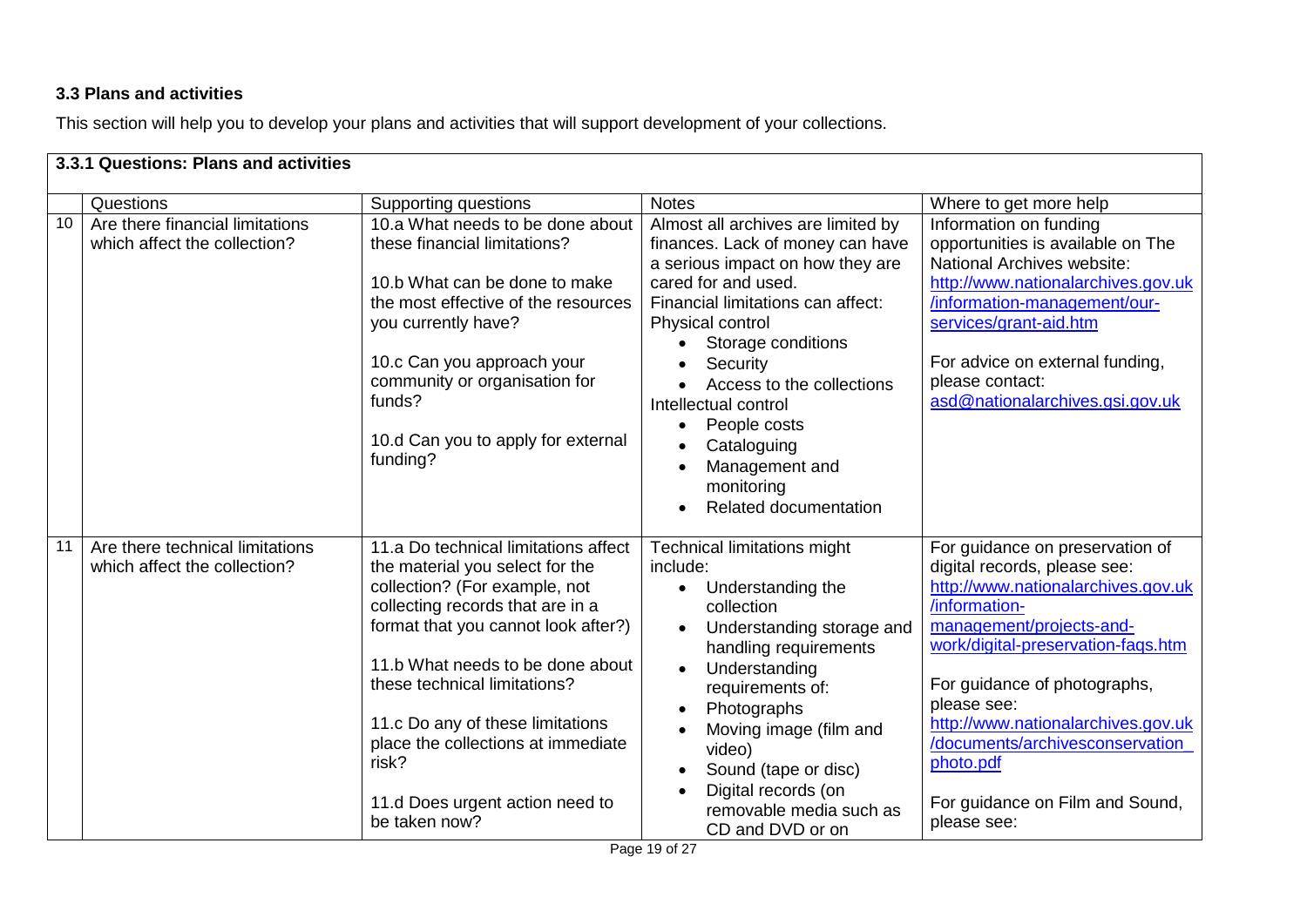### 3.3 Plans and activities

This section will help you to develop your plans and activities that will support development of your collections.

**3.3.1 Questions: Plans and activities**

| | Questions | Supporting questions | Notes | Where to get more help |
|---|---|---|---|---|
| 10 | Are there financial limitations which affect the collection? | 10.a What needs to be done about these financial limitations?<br><br>10.b What can be done to make the most effective of the resources you currently have?<br><br>10.c Can you approach your community or organisation for funds?<br><br>10.d Can you to apply for external funding? | Almost all archives are limited by finances. Lack of money can have a serious impact on how they are cared for and used.<br>Financial limitations can affect:<br>Physical control<br>• Storage conditions<br>• Security<br>• Access to the collections<br>Intellectual control<br>• People costs<br>• Cataloguing<br>• Management and monitoring<br>• Related documentation | Information on funding opportunities is available on The National Archives website: http://www.nationalarchives.gov.uk/information-management/our-services/grant-aid.htm<br><br>For advice on external funding, please contact: asd@nationalarchives.gsi.gov.uk |
| 11 | Are there technical limitations which affect the collection? | 11.a Do technical limitations affect the material you select for the collection? (For example, not collecting records that are in a format that you cannot look after?)<br><br>11.b What needs to be done about these technical limitations?<br><br>11.c Do any of these limitations place the collections at immediate risk?<br><br>11.d Does urgent action need to be taken now? | Technical limitations might include:<br>• Understanding the collection<br>• Understanding storage and handling requirements<br>• Understanding requirements of:<br>• Photographs<br>• Moving image (film and video)<br>• Sound (tape or disc)<br>• Digital records (on removable media such as CD and DVD or on | For guidance on preservation of digital records, please see: http://www.nationalarchives.gov.uk/information-management/projects-and-work/digital-preservation-faqs.htm<br><br>For guidance of photographs, please see: http://www.nationalarchives.gov.uk/documents/archivesconservation_photo.pdf<br><br>For guidance on Film and Sound, please see: |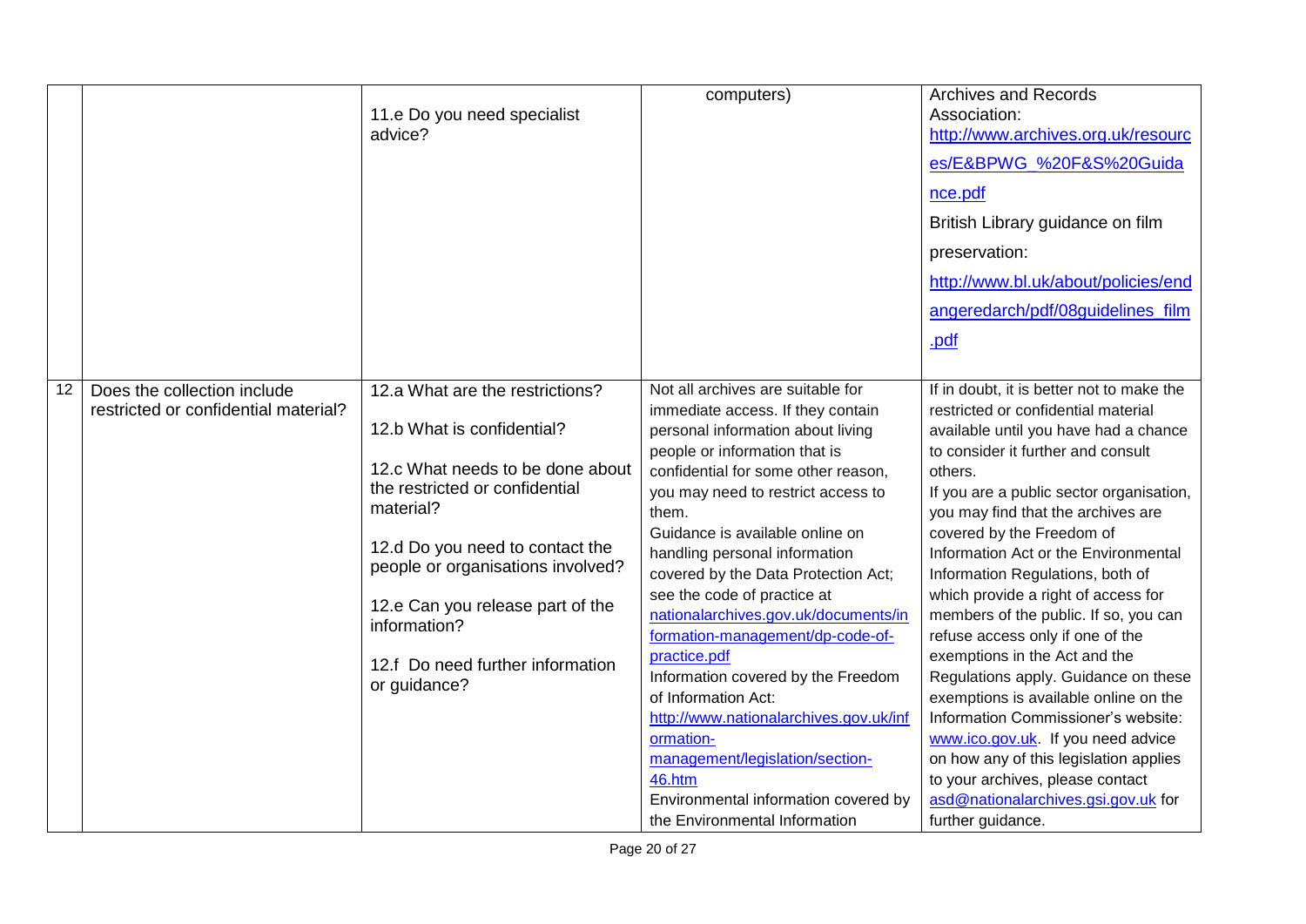| | | | | |
|---|---|---|---|---|
| | | 11.e Do you need specialist advice? | computers) | Archives and Records Association: http://www.archives.org.uk/resources/E&BPWG_%20F&S%20Guidance.pdf British Library guidance on film preservation: http://www.bl.uk/about/policies/endangeredarch/pdf/08guidelines_film.pdf |
| 12 | Does the collection include restricted or confidential material? | 12.a What are the restrictions?<br><br>12.b What is confidential?<br><br>12.c What needs to be done about the restricted or confidential material?<br><br>12.d Do you need to contact the people or organisations involved?<br><br>12.e Can you release part of the information?<br><br>12.f Do need further information or guidance? | Not all archives are suitable for immediate access. If they contain personal information about living people or information that is confidential for some other reason, you may need to restrict access to them.<br>Guidance is available online on handling personal information covered by the Data Protection Act; see the code of practice at nationalarchives.gov.uk/documents/information-management/dp-code-of-practice.pdf<br>Information covered by the Freedom of Information Act: http://www.nationalarchives.gov.uk/information-management/legislation/section-46.htm<br>Environmental information covered by the Environmental Information | If in doubt, it is better not to make the restricted or confidential material available until you have had a chance to consider it further and consult others.<br>If you are a public sector organisation, you may find that the archives are covered by the Freedom of Information Act or the Environmental Information Regulations, both of which provide a right of access for members of the public. If so, you can refuse access only if one of the exemptions in the Act and the Regulations apply. Guidance on these exemptions is available online on the Information Commissioner's website: www.ico.gov.uk. If you need advice on how any of this legislation applies to your archives, please contact asd@nationalarchives.gsi.gov.uk for further guidance. |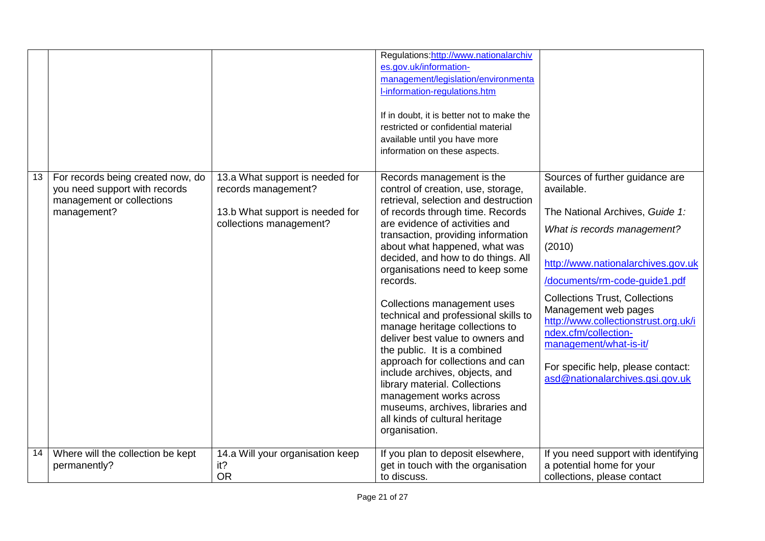| | | | | |
|---|---|---|---|---|
| | | | Regulations:http://www.nationalarchives.gov.uk/information-management/legislation/environmental-information-regulations.htm<br><br>If in doubt, it is better not to make the restricted or confidential material available until you have more information on these aspects. | |
| 13 | For records being created now, do you need support with records management or collections management? | 13.a What support is needed for records management?<br><br>13.b What support is needed for collections management? | Records management is the control of creation, use, storage, retrieval, selection and destruction of records through time. Records are evidence of activities and transaction, providing information about what happened, what was decided, and how to do things. All organisations need to keep some records.<br><br>Collections management uses technical and professional skills to manage heritage collections to deliver best value to owners and the public. It is a combined approach for collections and can include archives, objects, and library material. Collections management works across museums, archives, libraries and all kinds of cultural heritage organisation. | Sources of further guidance are available.<br><br>The National Archives, *Guide 1: What is records management?* (2010)<br><br>http://www.nationalarchives.gov.uk/documents/rm-code-guide1.pdf<br><br>Collections Trust, Collections Management web pages http://www.collectionstrust.org.uk/index.cfm/collection-management/what-is-it/<br><br>For specific help, please contact: asd@nationalarchives.gsi.gov.uk |
| 14 | Where will the collection be kept permanently? | 14.a Will your organisation keep it?<br>OR | If you plan to deposit elsewhere, get in touch with the organisation to discuss. | If you need support with identifying a potential home for your collections, please contact |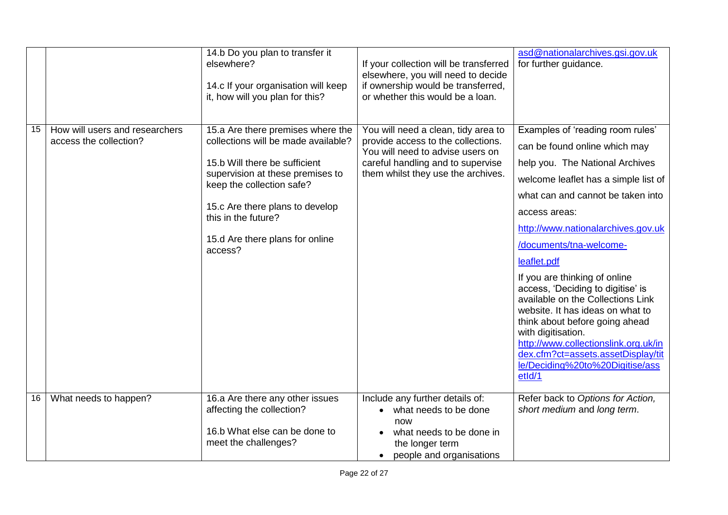| | | | | |
|---|---|---|---|---|
| | | 14.b Do you plan to transfer it elsewhere?<br><br>14.c If your organisation will keep it, how will you plan for this? | If your collection will be transferred elsewhere, you will need to decide if ownership would be transferred, or whether this would be a loan. | asd@nationalarchives.gsi.gov.uk for further guidance. |
| 15 | How will users and researchers access the collection? | 15.a Are there premises where the collections will be made available?<br><br>15.b Will there be sufficient supervision at these premises to keep the collection safe?<br><br>15.c Are there plans to develop this in the future?<br><br>15.d Are there plans for online access? | You will need a clean, tidy area to provide access to the collections. You will need to advise users on careful handling and to supervise them whilst they use the archives. | Examples of 'reading room rules' can be found online which may help you. The National Archives welcome leaflet has a simple list of what can and cannot be taken into access areas:<br>http://www.nationalarchives.gov.uk/documents/tna-welcome-leaflet.pdf<br><br>If you are thinking of online access, 'Deciding to digitise' is available on the Collections Link website. It has ideas on what to think about before going ahead with digitisation.<br>http://www.collectionslink.org.uk/index.cfm?ct=assets.assetDisplay/title/Deciding%20to%20Digitise/assetId/1 |
| 16 | What needs to happen? | 16.a Are there any other issues affecting the collection?<br><br>16.b What else can be done to meet the challenges? | Include any further details of:<br>• what needs to be done now<br>• what needs to be done in the longer term<br>• people and organisations | Refer back to *Options for Action, short medium* and *long term*. |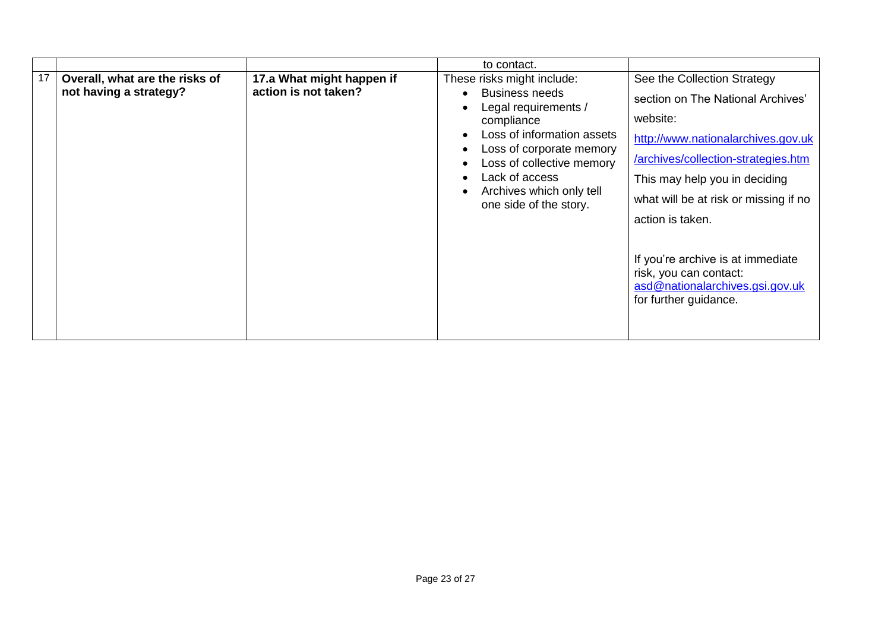| | | | | |
|---|---|---|---|---|
| | | | to contact. | |
| 17 | **Overall, what are the risks of not having a strategy?** | **17.a What might happen if action is not taken?** | These risks might include:<br>• Business needs<br>• Legal requirements / compliance<br>• Loss of information assets<br>• Loss of corporate memory<br>• Loss of collective memory<br>• Lack of access<br>• Archives which only tell one side of the story. | See the Collection Strategy section on The National Archives' website:<br>http://www.nationalarchives.gov.uk/archives/collection-strategies.htm<br>This may help you in deciding what will be at risk or missing if no action is taken.<br><br>If you're archive is at immediate risk, you can contact: asd@nationalarchives.gsi.gov.uk for further guidance. |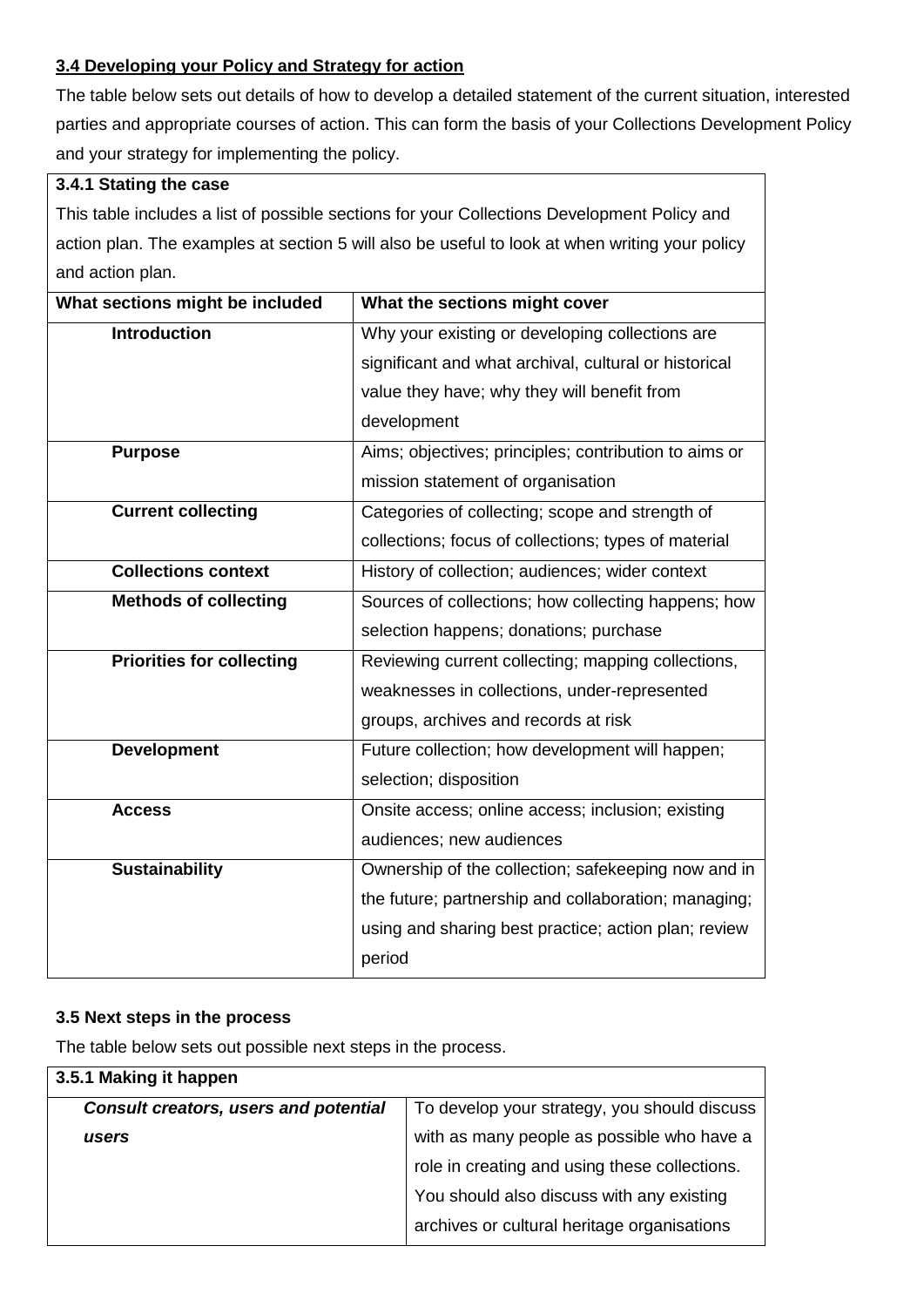### 3.4 Developing your Policy and Strategy for action

The table below sets out details of how to develop a detailed statement of the current situation, interested parties and appropriate courses of action. This can form the basis of your Collections Development Policy and your strategy for implementing the policy.

**3.4.1 Stating the case**

This table includes a list of possible sections for your Collections Development Policy and action plan. The examples at section 5 will also be useful to look at when writing your policy and action plan.

| What sections might be included | What the sections might cover |
|---|---|
| **Introduction** | Why your existing or developing collections are significant and what archival, cultural or historical value they have; why they will benefit from development |
| **Purpose** | Aims; objectives; principles; contribution to aims or mission statement of organisation |
| **Current collecting** | Categories of collecting; scope and strength of collections; focus of collections; types of material |
| **Collections context** | History of collection; audiences; wider context |
| **Methods of collecting** | Sources of collections; how collecting happens; how selection happens; donations; purchase |
| **Priorities for collecting** | Reviewing current collecting; mapping collections, weaknesses in collections, under-represented groups, archives and records at risk |
| **Development** | Future collection; how development will happen; selection; disposition |
| **Access** | Onsite access; online access; inclusion; existing audiences; new audiences |
| **Sustainability** | Ownership of the collection; safekeeping now and in the future; partnership and collaboration; managing; using and sharing best practice; action plan; review period |

### 3.5 Next steps in the process

The table below sets out possible next steps in the process.

| 3.5.1 Making it happen | |
|---|---|
| ***Consult creators, users and potential users*** | To develop your strategy, you should discuss with as many people as possible who have a role in creating and using these collections. You should also discuss with any existing archives or cultural heritage organisations |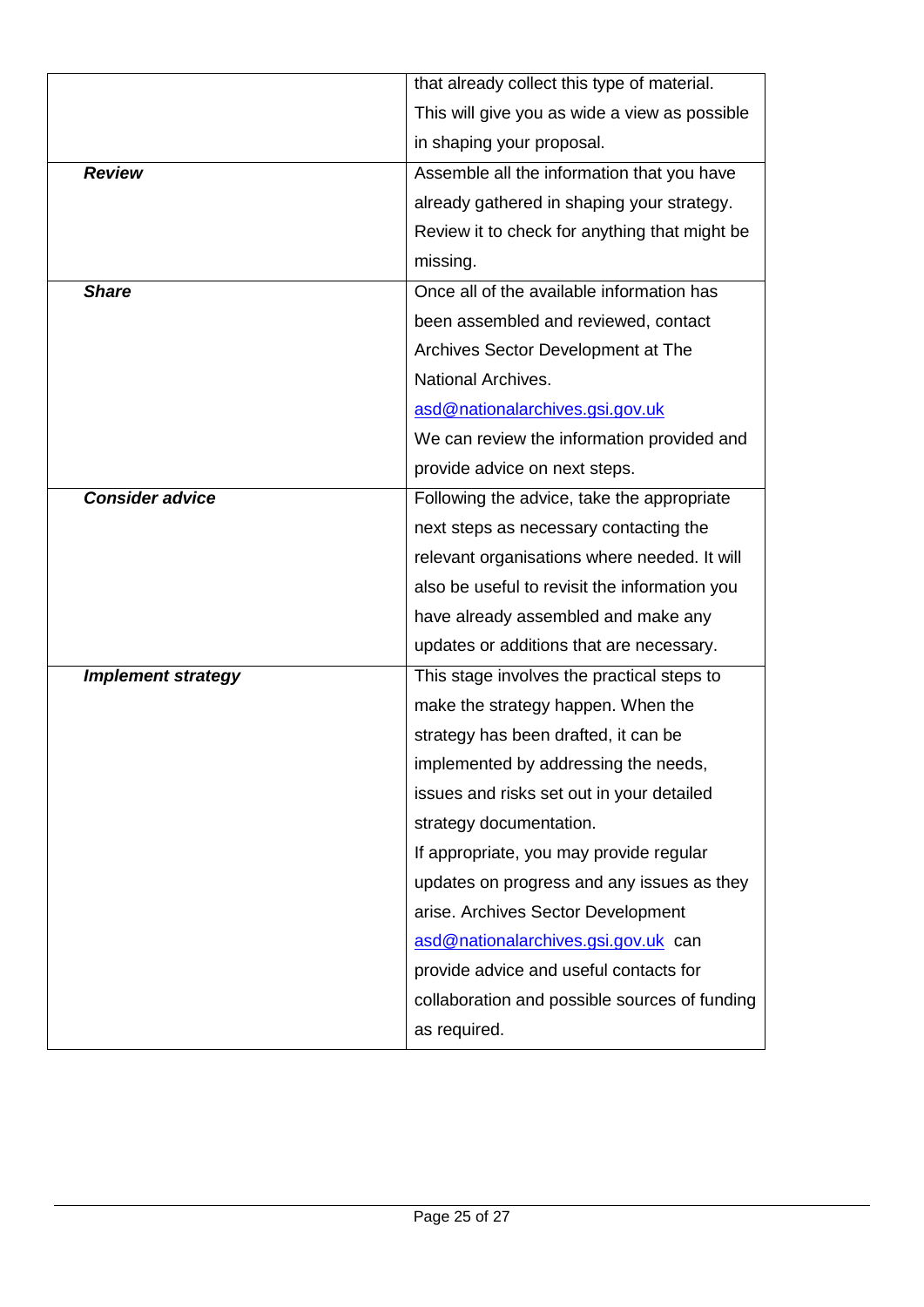| | |
|---|---|
| | that already collect this type of material. This will give you as wide a view as possible in shaping your proposal. |
| ***Review*** | Assemble all the information that you have already gathered in shaping your strategy. Review it to check for anything that might be missing. |
| ***Share*** | Once all of the available information has been assembled and reviewed, contact Archives Sector Development at The National Archives. asd@nationalarchives.gsi.gov.uk We can review the information provided and provide advice on next steps. |
| ***Consider advice*** | Following the advice, take the appropriate next steps as necessary contacting the relevant organisations where needed. It will also be useful to revisit the information you have already assembled and make any updates or additions that are necessary. |
| ***Implement strategy*** | This stage involves the practical steps to make the strategy happen. When the strategy has been drafted, it can be implemented by addressing the needs, issues and risks set out in your detailed strategy documentation. If appropriate, you may provide regular updates on progress and any issues as they arise. Archives Sector Development asd@nationalarchives.gsi.gov.uk can provide advice and useful contacts for collaboration and possible sources of funding as required. |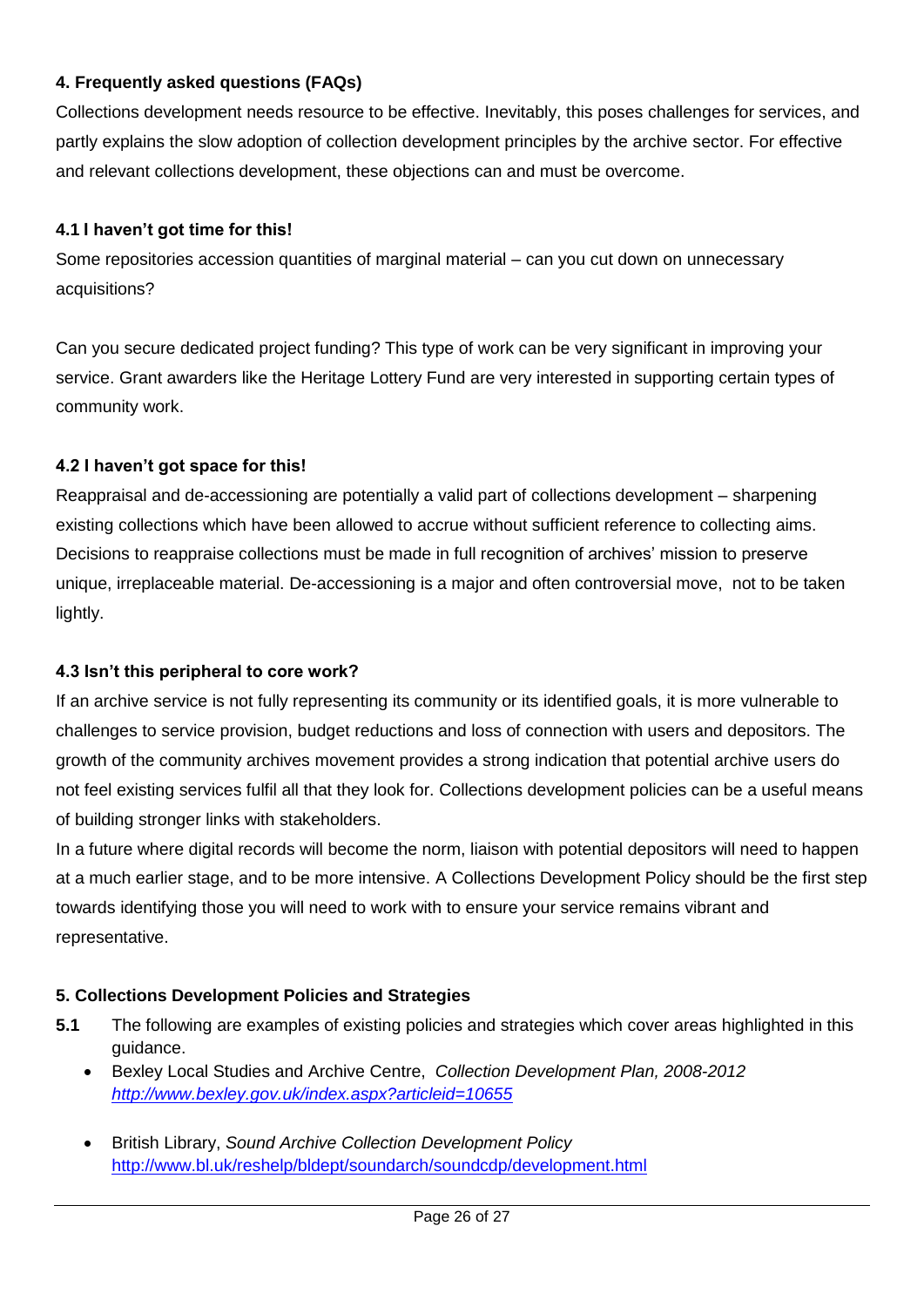## 4. Frequently asked questions (FAQs)

Collections development needs resource to be effective. Inevitably, this poses challenges for services, and partly explains the slow adoption of collection development principles by the archive sector. For effective and relevant collections development, these objections can and must be overcome.

### 4.1 I haven't got time for this!

Some repositories accession quantities of marginal material – can you cut down on unnecessary acquisitions?

Can you secure dedicated project funding? This type of work can be very significant in improving your service. Grant awarders like the Heritage Lottery Fund are very interested in supporting certain types of community work.

### 4.2 I haven't got space for this!

Reappraisal and de-accessioning are potentially a valid part of collections development – sharpening existing collections which have been allowed to accrue without sufficient reference to collecting aims. Decisions to reappraise collections must be made in full recognition of archives' mission to preserve unique, irreplaceable material. De-accessioning is a major and often controversial move, not to be taken lightly.

### 4.3 Isn't this peripheral to core work?

If an archive service is not fully representing its community or its identified goals, it is more vulnerable to challenges to service provision, budget reductions and loss of connection with users and depositors. The growth of the community archives movement provides a strong indication that potential archive users do not feel existing services fulfil all that they look for. Collections development policies can be a useful means of building stronger links with stakeholders.

In a future where digital records will become the norm, liaison with potential depositors will need to happen at a much earlier stage, and to be more intensive. A Collections Development Policy should be the first step towards identifying those you will need to work with to ensure your service remains vibrant and representative.

## 5. Collections Development Policies and Strategies

**5.1** The following are examples of existing policies and strategies which cover areas highlighted in this guidance.

- Bexley Local Studies and Archive Centre, *Collection Development Plan, 2008-2012* http://www.bexley.gov.uk/index.aspx?articleid=10655

- British Library, *Sound Archive Collection Development Policy* http://www.bl.uk/reshelp/bldept/soundarch/soundcdp/development.html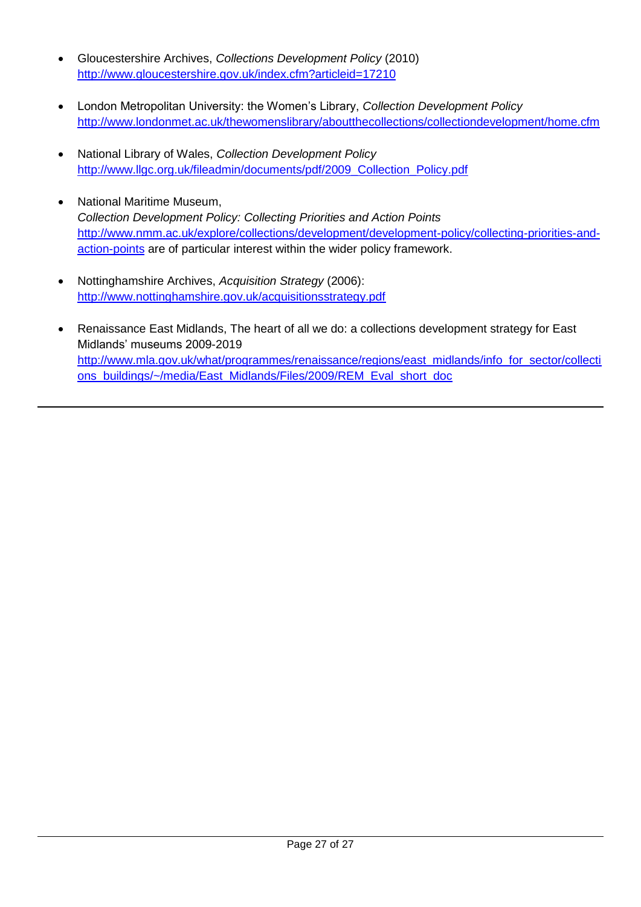- Gloucestershire Archives, *Collections Development Policy* (2010) http://www.gloucestershire.gov.uk/index.cfm?articleid=17210

- London Metropolitan University: the Women's Library, *Collection Development Policy* http://www.londonmet.ac.uk/thewomenslibrary/aboutthecollections/collectiondevelopment/home.cfm

- National Library of Wales, *Collection Development Policy* http://www.llgc.org.uk/fileadmin/documents/pdf/2009_Collection_Policy.pdf

- National Maritime Museum, *Collection Development Policy: Collecting Priorities and Action Points* http://www.nmm.ac.uk/explore/collections/development/development-policy/collecting-priorities-and-action-points are of particular interest within the wider policy framework.

- Nottinghamshire Archives, *Acquisition Strategy* (2006): http://www.nottinghamshire.gov.uk/acquisitionsstrategy.pdf

- Renaissance East Midlands, The heart of all we do: a collections development strategy for East Midlands' museums 2009-2019 http://www.mla.gov.uk/what/programmes/renaissance/regions/east_midlands/info_for_sector/collections_buildings/~/media/East_Midlands/Files/2009/REM_Eval_short_doc